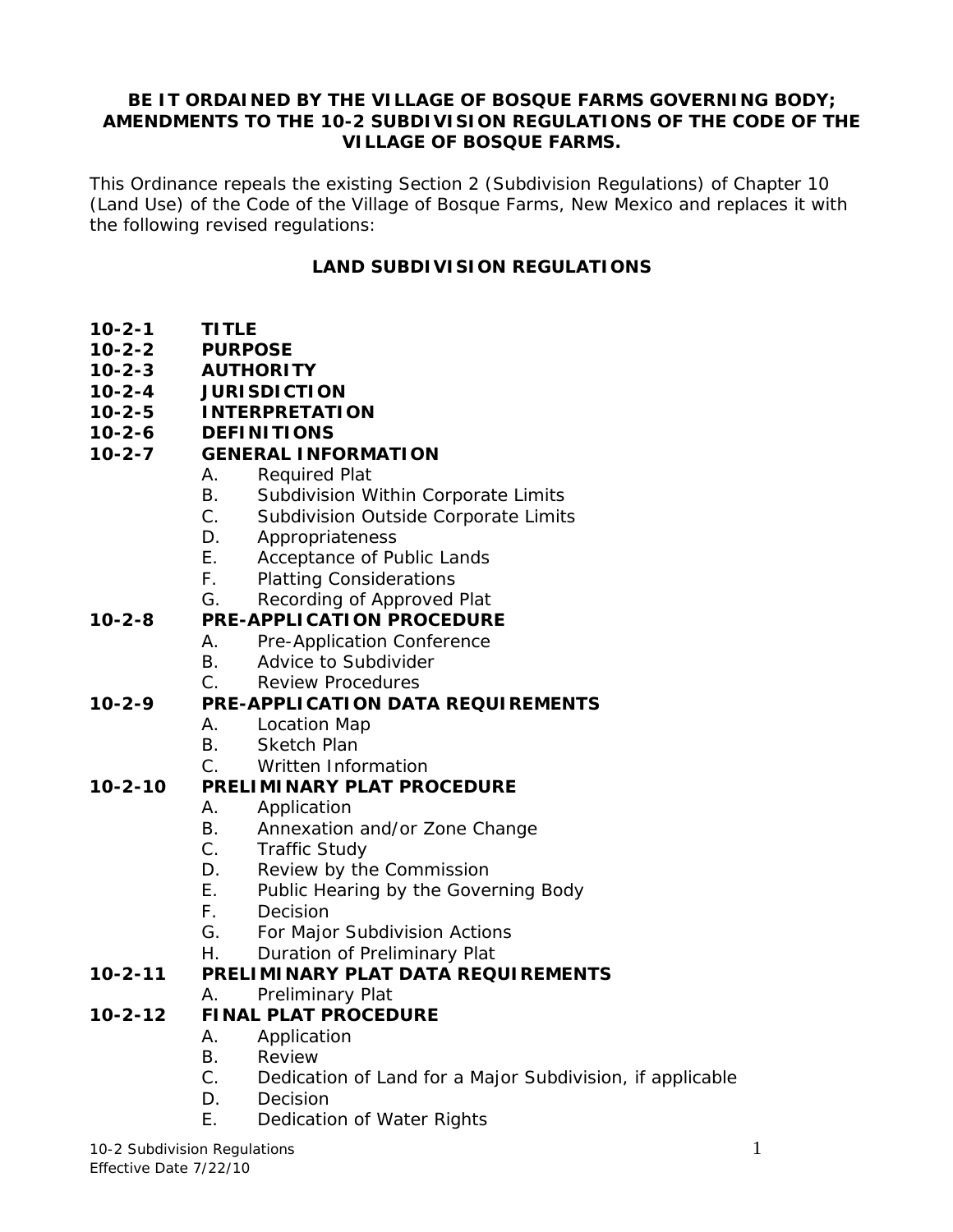**BE IT ORDAINED BY THE VILLAGE OF BOSQUE FARMS GOVERNING BODY; AMENDMENTS TO THE 10-2 SUBDIVISION REGULATIONS OF THE CODE OF THE VILLAGE OF BOSQUE FARMS.**

This Ordinance repeals the existing Section 2 (Subdivision Regulations) of Chapter 10 (Land Use) of the Code of the Village of Bosque Farms, New Mexico and replaces it with the following revised regulations:

# LAND SUBDIVISION REGULATIONS

**10-2-1 TITLE**

**10-2-2 PURPOSE**

**10-2-3 AUTHORITY**

**10-2-4 JURISDICTION**

**10-2-5 INTERPRETATION**

**10-2-6 DEFINITIONS**

**10-2-7 GENERAL INFORMATION**

- A. Required Plat
- B. Subdivision Within Corporate Limits
- C. Subdivision Outside Corporate Limits
- D. Appropriateness
- E. Acceptance of Public Lands
- F. Platting Considerations
- G. Recording of Approved Plat

**10-2-8 PRE-APPLICATION PROCEDURE**

- A. Pre-Application Conference
- B. Advice to Subdivider
- C. Review Procedures

**10-2-9 PRE-APPLICATION DATA REQUIREMENTS**

- A. Location Map
- B. Sketch Plan
- C. Written Information

**10-2-10 PRELIMINARY PLAT PROCEDURE**

- A. Application
- B. Annexation and/or Zone Change
- C. Traffic Study
- D. Review by the Commission
- E. Public Hearing by the Governing Body
- F. Decision
- G. For Major Subdivision Actions
- H. Duration of Preliminary Plat

**10-2-11 PRELIMINARY PLAT DATA REQUIREMENTS**

- A. Preliminary Plat

**10-2-12 FINAL PLAT PROCEDURE**

- A. Application
- B. Review
- C. Dedication of Land for a Major Subdivision, if applicable
- D. Decision
- E. Dedication of Water Rights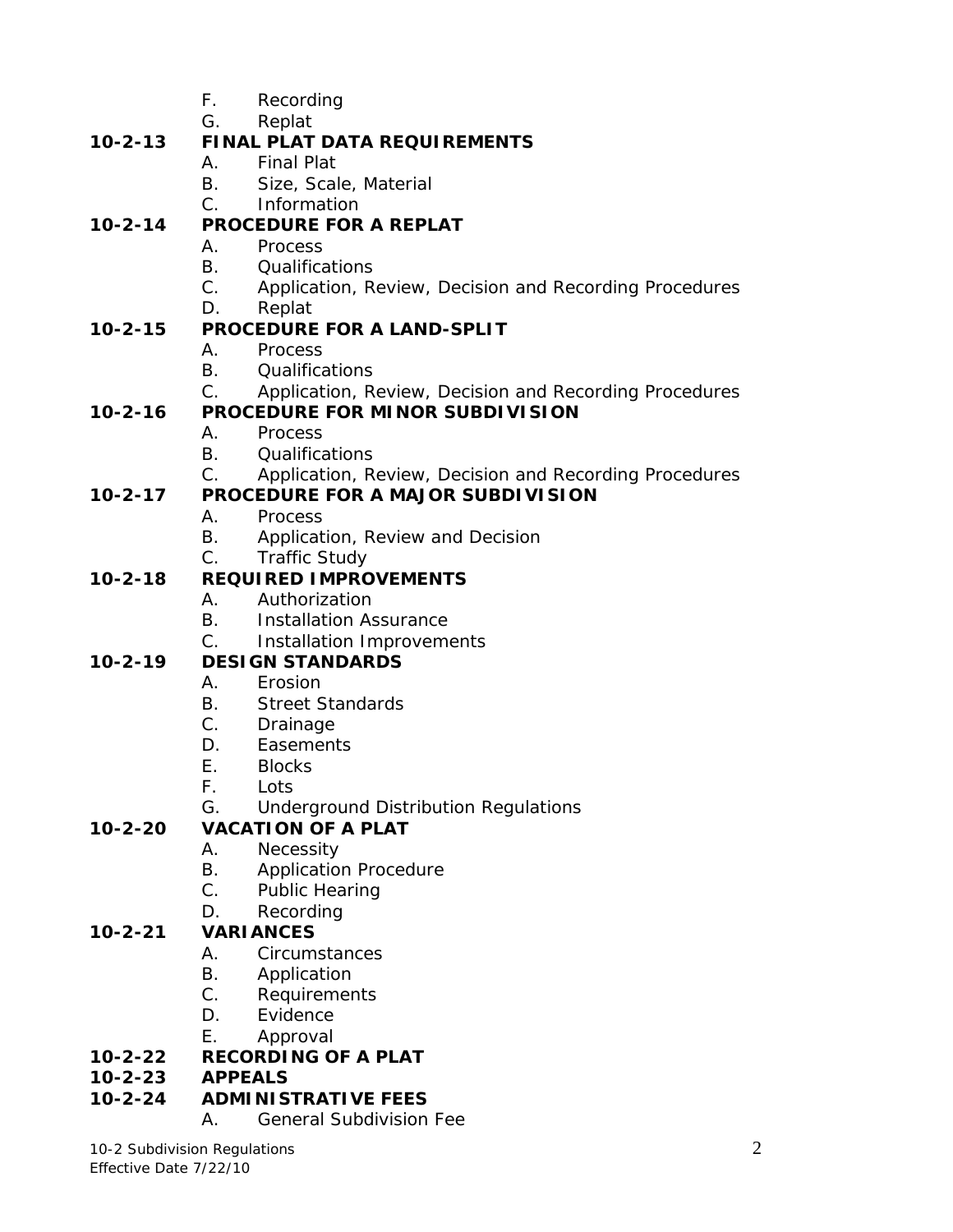F. Recording
G. Replat

**10-2-13 FINAL PLAT DATA REQUIREMENTS**

A. Final Plat
B. Size, Scale, Material
C. Information

**10-2-14 PROCEDURE FOR A REPLAT**

A. Process
B. Qualifications
C. Application, Review, Decision and Recording Procedures
D. Replat

**10-2-15 PROCEDURE FOR A LAND-SPLIT**

A. Process
B. Qualifications
C. Application, Review, Decision and Recording Procedures

**10-2-16 PROCEDURE FOR MINOR SUBDIVISION**

A. Process
B. Qualifications
C. Application, Review, Decision and Recording Procedures

**10-2-17 PROCEDURE FOR A MAJOR SUBDIVISION**

A. Process
B. Application, Review and Decision
C. Traffic Study

**10-2-18 REQUIRED IMPROVEMENTS**

A. Authorization
B. Installation Assurance
C. Installation Improvements

**10-2-19 DESIGN STANDARDS**

A. Erosion
B. Street Standards
C. Drainage
D. Easements
E. Blocks
F. Lots
G. Underground Distribution Regulations

**10-2-20 VACATION OF A PLAT**

A. Necessity
B. Application Procedure
C. Public Hearing
D. Recording

**10-2-21 VARIANCES**

A. Circumstances
B. Application
C. Requirements
D. Evidence
E. Approval

**10-2-22 RECORDING OF A PLAT**

**10-2-23 APPEALS**

**10-2-24 ADMINISTRATIVE FEES**

A. General Subdivision Fee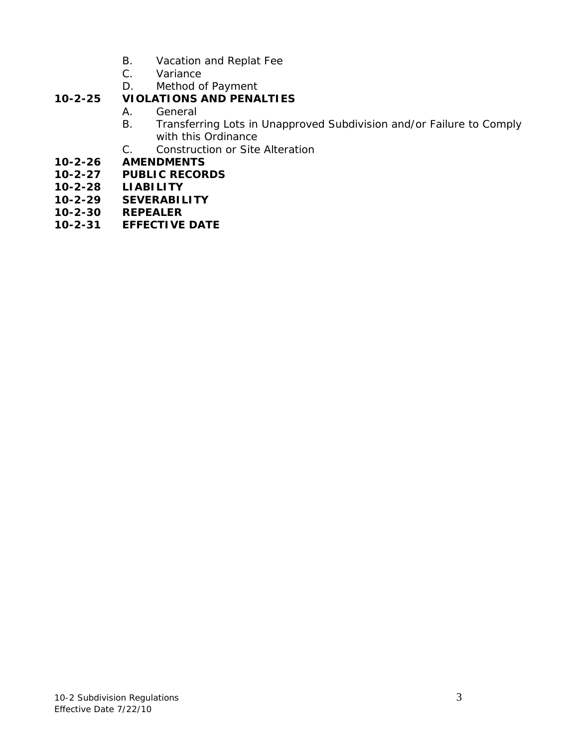B. Vacation and Replat Fee
C. Variance
D. Method of Payment

**10-2-25 VIOLATIONS AND PENALTIES**

A. General
B. Transferring Lots in Unapproved Subdivision and/or Failure to Comply with this Ordinance
C. Construction or Site Alteration

**10-2-26 AMENDMENTS**

**10-2-27 PUBLIC RECORDS**

**10-2-28 LIABILITY**

**10-2-29 SEVERABILITY**

**10-2-30 REPEALER**

**10-2-31 EFFECTIVE DATE**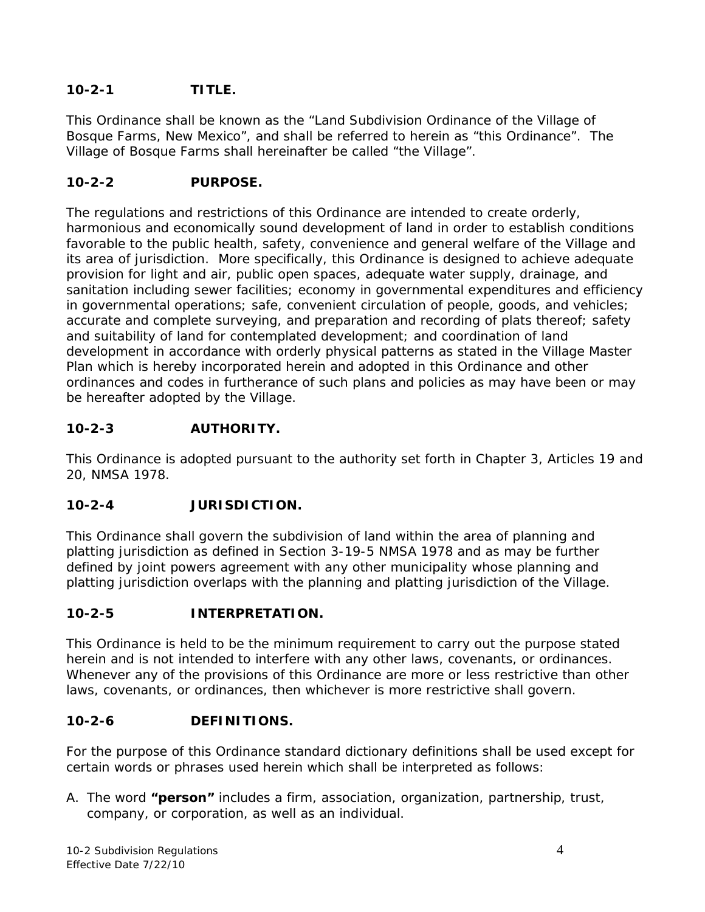## 10-2-1 TITLE.

This Ordinance shall be known as the "Land Subdivision Ordinance of the Village of Bosque Farms, New Mexico", and shall be referred to herein as "this Ordinance". The Village of Bosque Farms shall hereinafter be called "the Village".

## 10-2-2 PURPOSE.

The regulations and restrictions of this Ordinance are intended to create orderly, harmonious and economically sound development of land in order to establish conditions favorable to the public health, safety, convenience and general welfare of the Village and its area of jurisdiction. More specifically, this Ordinance is designed to achieve adequate provision for light and air, public open spaces, adequate water supply, drainage, and sanitation including sewer facilities; economy in governmental expenditures and efficiency in governmental operations; safe, convenient circulation of people, goods, and vehicles; accurate and complete surveying, and preparation and recording of plats thereof; safety and suitability of land for contemplated development; and coordination of land development in accordance with orderly physical patterns as stated in the Village Master Plan which is hereby incorporated herein and adopted in this Ordinance and other ordinances and codes in furtherance of such plans and policies as may have been or may be hereafter adopted by the Village.

## 10-2-3 AUTHORITY.

This Ordinance is adopted pursuant to the authority set forth in Chapter 3, Articles 19 and 20, NMSA 1978.

## 10-2-4 JURISDICTION.

This Ordinance shall govern the subdivision of land within the area of planning and platting jurisdiction as defined in Section 3-19-5 NMSA 1978 and as may be further defined by joint powers agreement with any other municipality whose planning and platting jurisdiction overlaps with the planning and platting jurisdiction of the Village.

## 10-2-5 INTERPRETATION.

This Ordinance is held to be the minimum requirement to carry out the purpose stated herein and is not intended to interfere with any other laws, covenants, or ordinances. Whenever any of the provisions of this Ordinance are more or less restrictive than other laws, covenants, or ordinances, then whichever is more restrictive shall govern.

## 10-2-6 DEFINITIONS.

For the purpose of this Ordinance standard dictionary definitions shall be used except for certain words or phrases used herein which shall be interpreted as follows:

A. The word **"person"** includes a firm, association, organization, partnership, trust, company, or corporation, as well as an individual.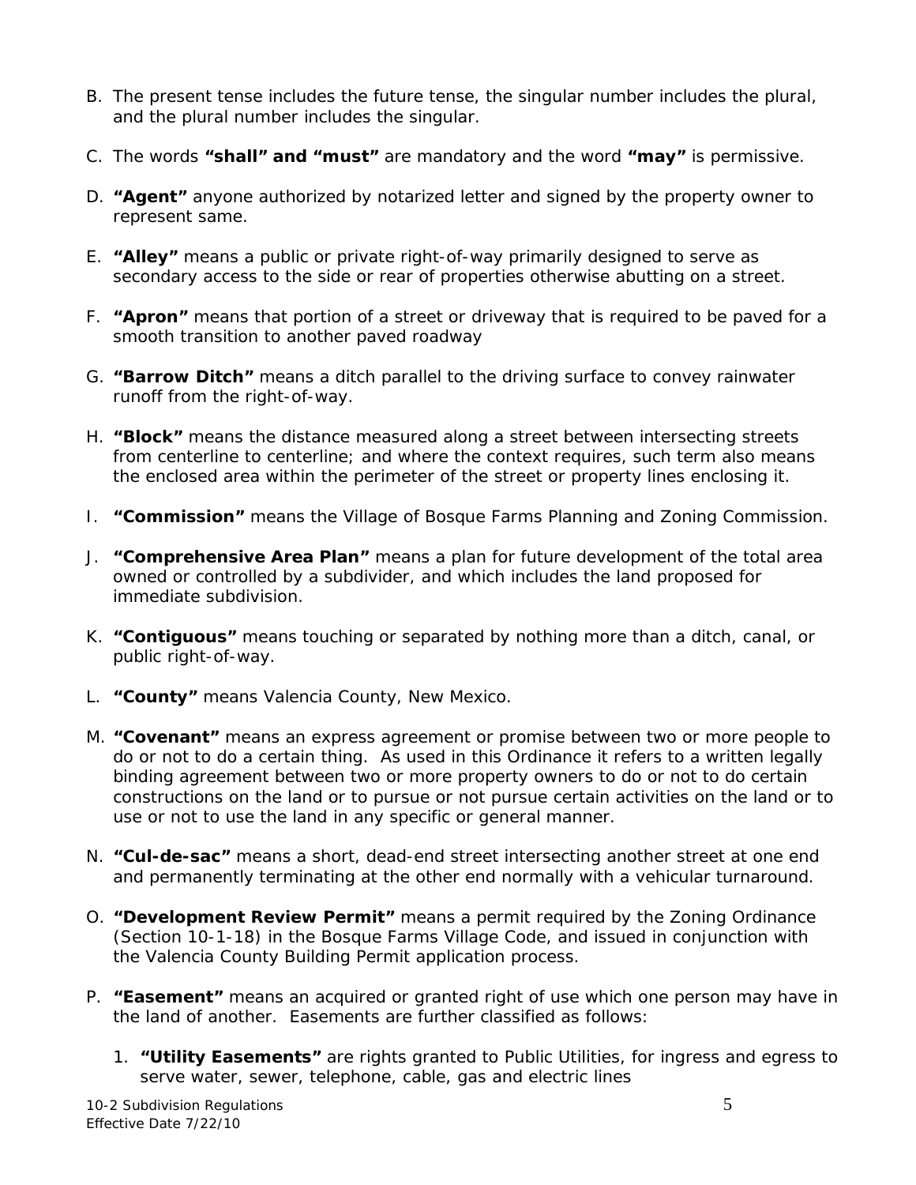B. The present tense includes the future tense, the singular number includes the plural, and the plural number includes the singular.

C. The words **"shall" and "must"** are mandatory and the word **"may"** is permissive.

D. **"Agent"** anyone authorized by notarized letter and signed by the property owner to represent same.

E. **"Alley"** means a public or private right-of-way primarily designed to serve as secondary access to the side or rear of properties otherwise abutting on a street.

F. **"Apron"** means that portion of a street or driveway that is required to be paved for a smooth transition to another paved roadway

G. **"Barrow Ditch"** means a ditch parallel to the driving surface to convey rainwater runoff from the right-of-way.

H. **"Block"** means the distance measured along a street between intersecting streets from centerline to centerline; and where the context requires, such term also means the enclosed area within the perimeter of the street or property lines enclosing it.

I. **"Commission"** means the Village of Bosque Farms Planning and Zoning Commission.

J. **"Comprehensive Area Plan"** means a plan for future development of the total area owned or controlled by a subdivider, and which includes the land proposed for immediate subdivision.

K. **"Contiguous"** means touching or separated by nothing more than a ditch, canal, or public right-of-way.

L. **"County"** means Valencia County, New Mexico.

M. **"Covenant"** means an express agreement or promise between two or more people to do or not to do a certain thing. As used in this Ordinance it refers to a written legally binding agreement between two or more property owners to do or not to do certain constructions on the land or to pursue or not pursue certain activities on the land or to use or not to use the land in any specific or general manner.

N. **"Cul-de-sac"** means a short, dead-end street intersecting another street at one end and permanently terminating at the other end normally with a vehicular turnaround.

O. **"Development Review Permit"** means a permit required by the Zoning Ordinance (Section 10-1-18) in the Bosque Farms Village Code, and issued in conjunction with the Valencia County Building Permit application process.

P. **"Easement"** means an acquired or granted right of use which one person may have in the land of another. Easements are further classified as follows:

   1. **"Utility Easements"** are rights granted to Public Utilities, for ingress and egress to serve water, sewer, telephone, cable, gas and electric lines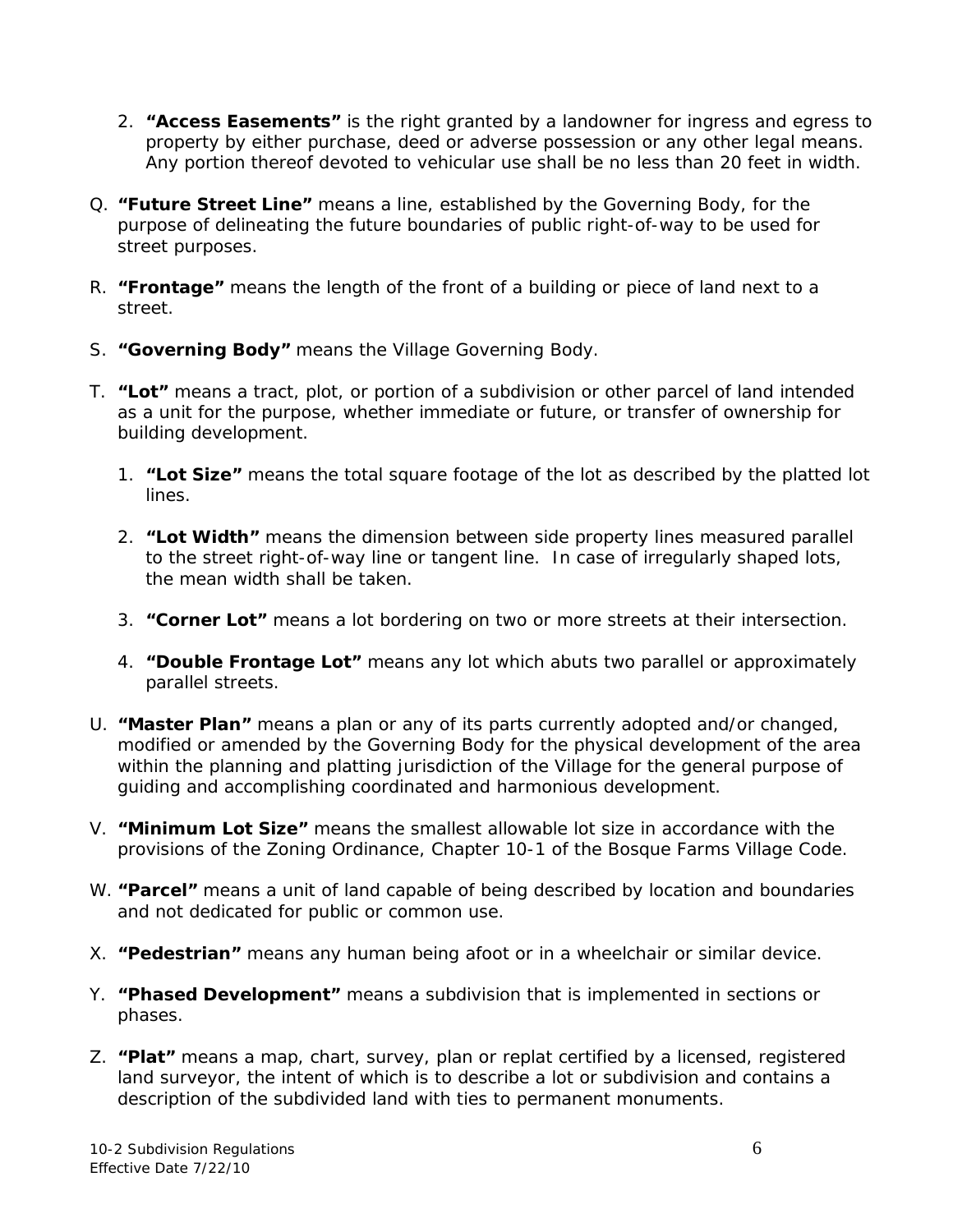2. **"Access Easements"** is the right granted by a landowner for ingress and egress to property by either purchase, deed or adverse possession or any other legal means. Any portion thereof devoted to vehicular use shall be no less than 20 feet in width.

Q. **"Future Street Line"** means a line, established by the Governing Body, for the purpose of delineating the future boundaries of public right-of-way to be used for street purposes.

R. **"Frontage"** means the length of the front of a building or piece of land next to a street.

S. **"Governing Body"** means the Village Governing Body.

T. **"Lot"** means a tract, plot, or portion of a subdivision or other parcel of land intended as a unit for the purpose, whether immediate or future, or transfer of ownership for building development.

1. **"Lot Size"** means the total square footage of the lot as described by the platted lot lines.

2. **"Lot Width"** means the dimension between side property lines measured parallel to the street right-of-way line or tangent line. In case of irregularly shaped lots, the mean width shall be taken.

3. **"Corner Lot"** means a lot bordering on two or more streets at their intersection.

4. **"Double Frontage Lot"** means any lot which abuts two parallel or approximately parallel streets.

U. **"Master Plan"** means a plan or any of its parts currently adopted and/or changed, modified or amended by the Governing Body for the physical development of the area within the planning and platting jurisdiction of the Village for the general purpose of guiding and accomplishing coordinated and harmonious development.

V. **"Minimum Lot Size"** means the smallest allowable lot size in accordance with the provisions of the Zoning Ordinance, Chapter 10-1 of the Bosque Farms Village Code.

W. **"Parcel"** means a unit of land capable of being described by location and boundaries and not dedicated for public or common use.

X. **"Pedestrian"** means any human being afoot or in a wheelchair or similar device.

Y. **"Phased Development"** means a subdivision that is implemented in sections or phases.

Z. **"Plat"** means a map, chart, survey, plan or replat certified by a licensed, registered land surveyor, the intent of which is to describe a lot or subdivision and contains a description of the subdivided land with ties to permanent monuments.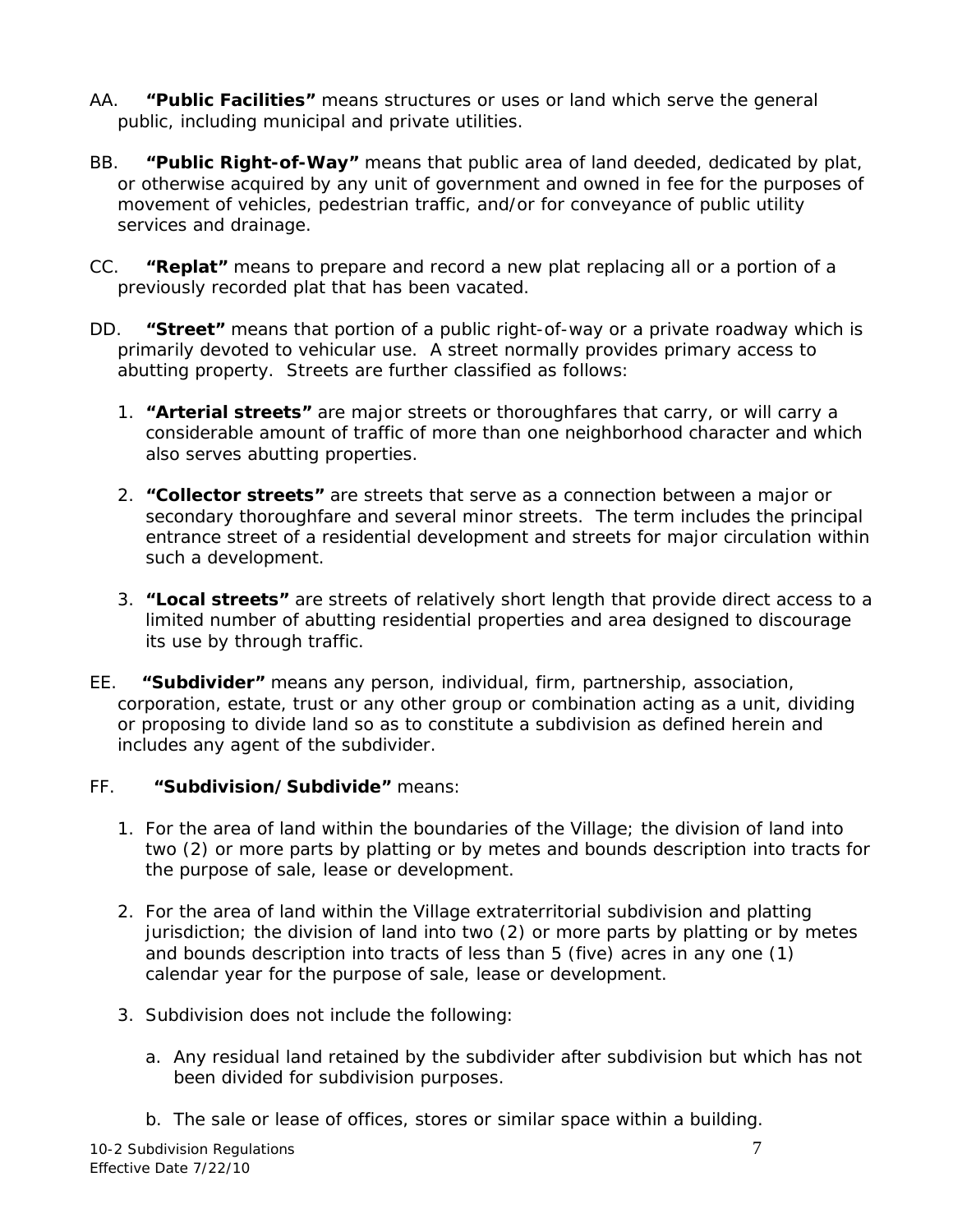AA. **"Public Facilities"** means structures or uses or land which serve the general public, including municipal and private utilities.

BB. **"Public Right-of-Way"** means that public area of land deeded, dedicated by plat, or otherwise acquired by any unit of government and owned in fee for the purposes of movement of vehicles, pedestrian traffic, and/or for conveyance of public utility services and drainage.

CC. **"Replat"** means to prepare and record a new plat replacing all or a portion of a previously recorded plat that has been vacated.

DD. **"Street"** means that portion of a public right-of-way or a private roadway which is primarily devoted to vehicular use. A street normally provides primary access to abutting property. Streets are further classified as follows:

1. **"Arterial streets"** are major streets or thoroughfares that carry, or will carry a considerable amount of traffic of more than one neighborhood character and which also serves abutting properties.

2. **"Collector streets"** are streets that serve as a connection between a major or secondary thoroughfare and several minor streets. The term includes the principal entrance street of a residential development and streets for major circulation within such a development.

3. **"Local streets"** are streets of relatively short length that provide direct access to a limited number of abutting residential properties and area designed to discourage its use by through traffic.

EE. **"Subdivider"** means any person, individual, firm, partnership, association, corporation, estate, trust or any other group or combination acting as a unit, dividing or proposing to divide land so as to constitute a subdivision as defined herein and includes any agent of the subdivider.

FF. **"Subdivision/Subdivide"** means:

1. For the area of land within the boundaries of the Village; the division of land into two (2) or more parts by platting or by metes and bounds description into tracts for the purpose of sale, lease or development.

2. For the area of land within the Village extraterritorial subdivision and platting jurisdiction; the division of land into two (2) or more parts by platting or by metes and bounds description into tracts of less than 5 (five) acres in any one (1) calendar year for the purpose of sale, lease or development.

3. Subdivision does not include the following:

   a. Any residual land retained by the subdivider after subdivision but which has not been divided for subdivision purposes.

   b. The sale or lease of offices, stores or similar space within a building.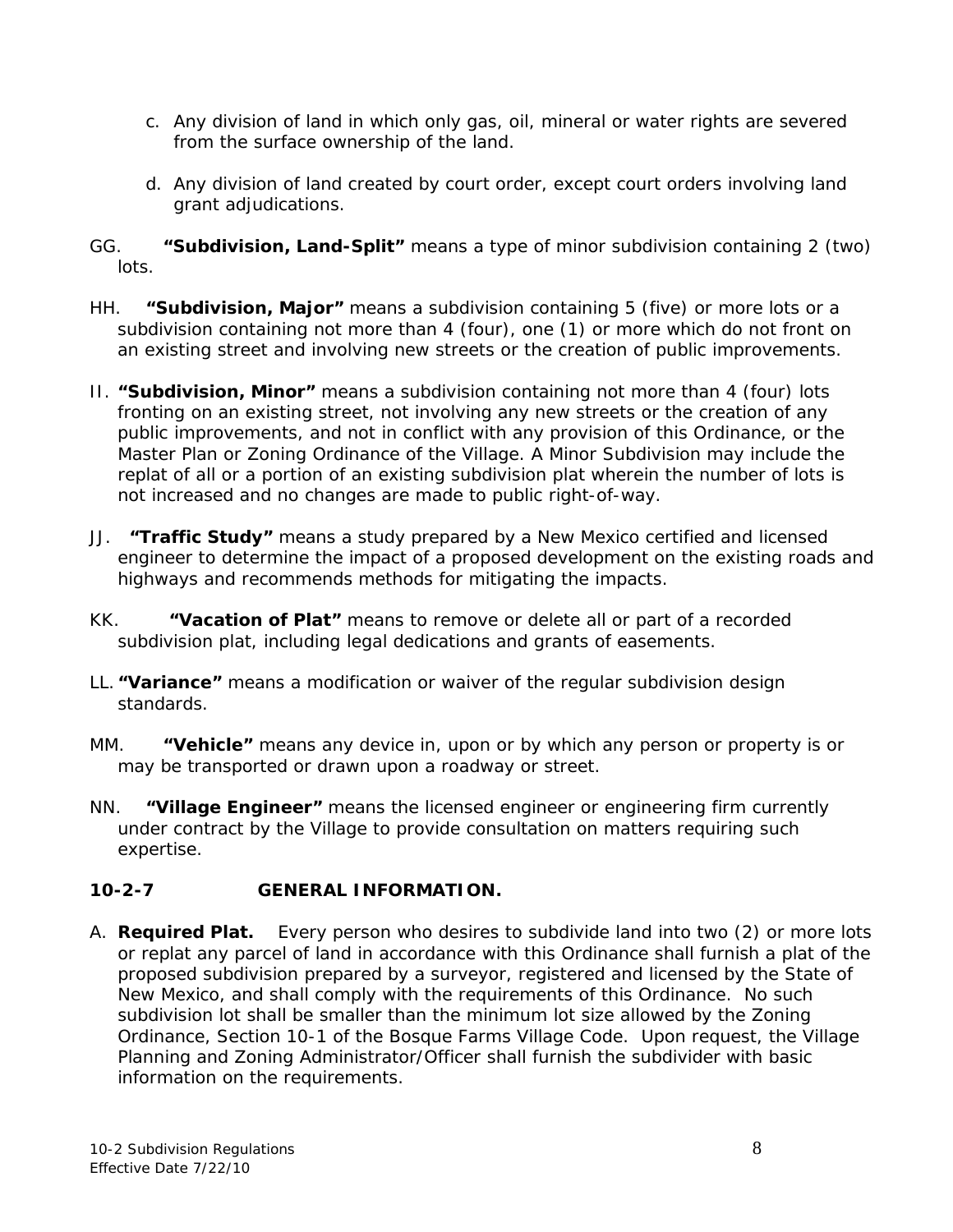c. Any division of land in which only gas, oil, mineral or water rights are severed from the surface ownership of the land.

d. Any division of land created by court order, except court orders involving land grant adjudications.

GG. **"Subdivision, Land-Split"** means a type of minor subdivision containing 2 (two) lots.

HH. **"Subdivision, Major"** means a subdivision containing 5 (five) or more lots or a subdivision containing not more than 4 (four), one (1) or more which do not front on an existing street and involving new streets or the creation of public improvements.

II. **"Subdivision, Minor"** means a subdivision containing not more than 4 (four) lots fronting on an existing street, not involving any new streets or the creation of any public improvements, and not in conflict with any provision of this Ordinance, or the Master Plan or Zoning Ordinance of the Village. A Minor Subdivision may include the replat of all or a portion of an existing subdivision plat wherein the number of lots is not increased and no changes are made to public right-of-way.

JJ. **"Traffic Study"** means a study prepared by a New Mexico certified and licensed engineer to determine the impact of a proposed development on the existing roads and highways and recommends methods for mitigating the impacts.

KK. **"Vacation of Plat"** means to remove or delete all or part of a recorded subdivision plat, including legal dedications and grants of easements.

LL. **"Variance"** means a modification or waiver of the regular subdivision design standards.

MM. **"Vehicle"** means any device in, upon or by which any person or property is or may be transported or drawn upon a roadway or street.

NN. **"Village Engineer"** means the licensed engineer or engineering firm currently under contract by the Village to provide consultation on matters requiring such expertise.

## 10-2-7 GENERAL INFORMATION.

A. **Required Plat.** Every person who desires to subdivide land into two (2) or more lots or replat any parcel of land in accordance with this Ordinance shall furnish a plat of the proposed subdivision prepared by a surveyor, registered and licensed by the State of New Mexico, and shall comply with the requirements of this Ordinance. No such subdivision lot shall be smaller than the minimum lot size allowed by the Zoning Ordinance, Section 10-1 of the Bosque Farms Village Code. Upon request, the Village Planning and Zoning Administrator/Officer shall furnish the subdivider with basic information on the requirements.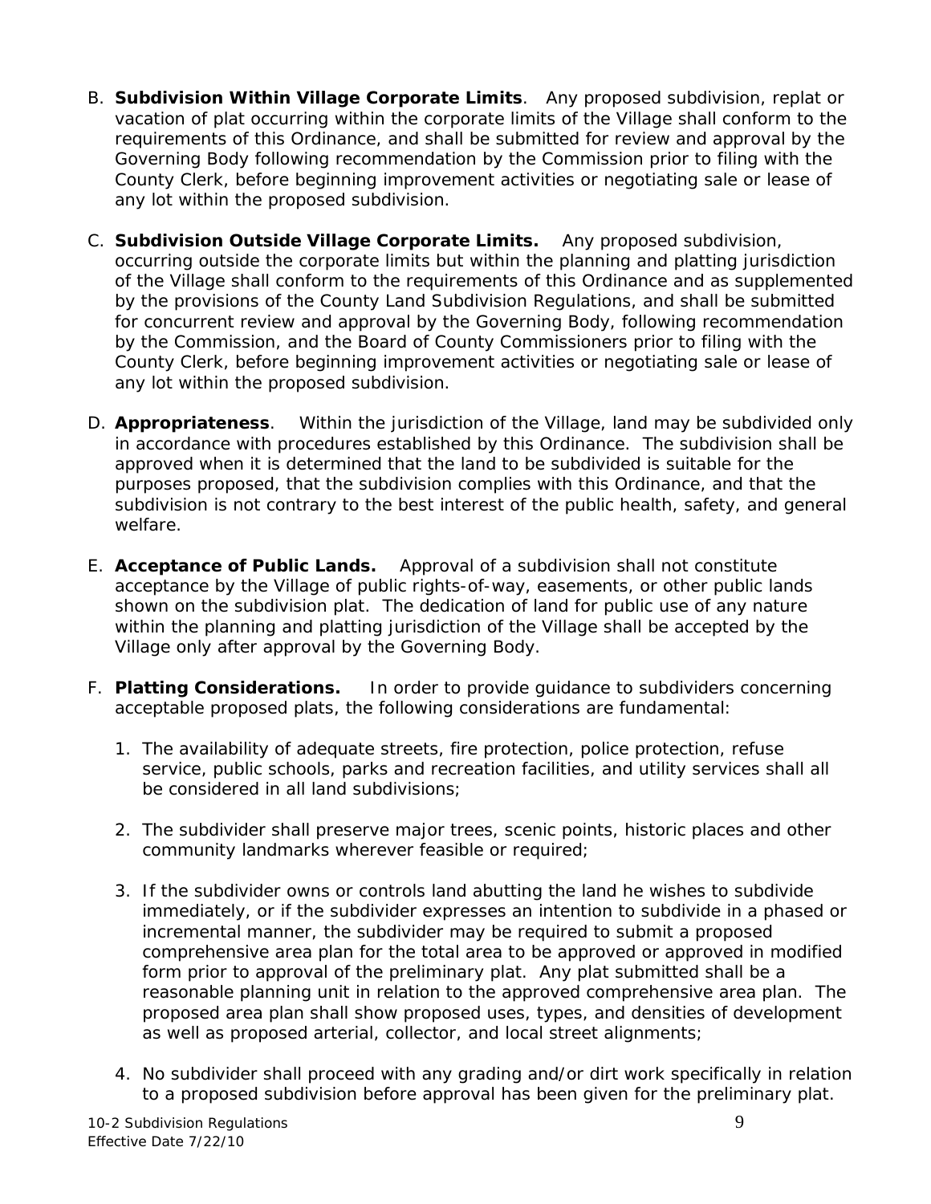B. **Subdivision Within Village Corporate Limits**. Any proposed subdivision, replat or vacation of plat occurring within the corporate limits of the Village shall conform to the requirements of this Ordinance, and shall be submitted for review and approval by the Governing Body following recommendation by the Commission prior to filing with the County Clerk, before beginning improvement activities or negotiating sale or lease of any lot within the proposed subdivision.

C. **Subdivision Outside Village Corporate Limits.** Any proposed subdivision, occurring outside the corporate limits but within the planning and platting jurisdiction of the Village shall conform to the requirements of this Ordinance and as supplemented by the provisions of the County Land Subdivision Regulations, and shall be submitted for concurrent review and approval by the Governing Body, following recommendation by the Commission, and the Board of County Commissioners prior to filing with the County Clerk, before beginning improvement activities or negotiating sale or lease of any lot within the proposed subdivision.

D. **Appropriateness**. Within the jurisdiction of the Village, land may be subdivided only in accordance with procedures established by this Ordinance. The subdivision shall be approved when it is determined that the land to be subdivided is suitable for the purposes proposed, that the subdivision complies with this Ordinance, and that the subdivision is not contrary to the best interest of the public health, safety, and general welfare.

E. **Acceptance of Public Lands.** Approval of a subdivision shall not constitute acceptance by the Village of public rights-of-way, easements, or other public lands shown on the subdivision plat. The dedication of land for public use of any nature within the planning and platting jurisdiction of the Village shall be accepted by the Village only after approval by the Governing Body.

F. **Platting Considerations.** In order to provide guidance to subdividers concerning acceptable proposed plats, the following considerations are fundamental:

   1. The availability of adequate streets, fire protection, police protection, refuse service, public schools, parks and recreation facilities, and utility services shall all be considered in all land subdivisions;

   2. The subdivider shall preserve major trees, scenic points, historic places and other community landmarks wherever feasible or required;

   3. If the subdivider owns or controls land abutting the land he wishes to subdivide immediately, or if the subdivider expresses an intention to subdivide in a phased or incremental manner, the subdivider may be required to submit a proposed comprehensive area plan for the total area to be approved or approved in modified form prior to approval of the preliminary plat. Any plat submitted shall be a reasonable planning unit in relation to the approved comprehensive area plan. The proposed area plan shall show proposed uses, types, and densities of development as well as proposed arterial, collector, and local street alignments;

   4. No subdivider shall proceed with any grading and/or dirt work specifically in relation to a proposed subdivision before approval has been given for the preliminary plat.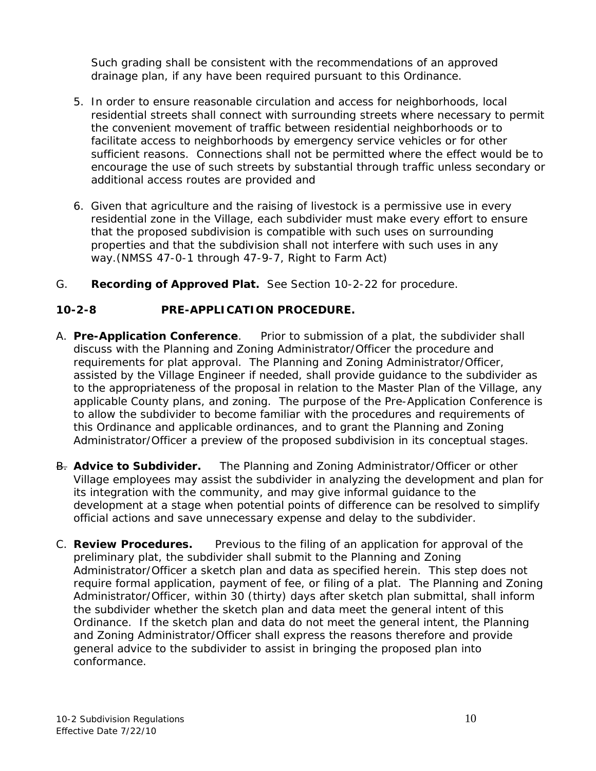Such grading shall be consistent with the recommendations of an approved drainage plan, if any have been required pursuant to this Ordinance.

5. In order to ensure reasonable circulation and access for neighborhoods, local residential streets shall connect with surrounding streets where necessary to permit the convenient movement of traffic between residential neighborhoods or to facilitate access to neighborhoods by emergency service vehicles or for other sufficient reasons. Connections shall not be permitted where the effect would be to encourage the use of such streets by substantial through traffic unless secondary or additional access routes are provided and

6. Given that agriculture and the raising of livestock is a permissive use in every residential zone in the Village, each subdivider must make every effort to ensure that the proposed subdivision is compatible with such uses on surrounding properties and that the subdivision shall not interfere with such uses in any way.(NMSS 47-0-1 through 47-9-7, Right to Farm Act)

G. **Recording of Approved Plat.** See Section 10-2-22 for procedure.

## 10-2-8 PRE-APPLICATION PROCEDURE.

A. **Pre-Application Conference**. Prior to submission of a plat, the subdivider shall discuss with the Planning and Zoning Administrator/Officer the procedure and requirements for plat approval. The Planning and Zoning Administrator/Officer, assisted by the Village Engineer if needed, shall provide guidance to the subdivider as to the appropriateness of the proposal in relation to the Master Plan of the Village, any applicable County plans, and zoning. The purpose of the Pre-Application Conference is to allow the subdivider to become familiar with the procedures and requirements of this Ordinance and applicable ordinances, and to grant the Planning and Zoning Administrator/Officer a preview of the proposed subdivision in its conceptual stages.

~~B.~~ **Advice to Subdivider.** The Planning and Zoning Administrator/Officer or other Village employees may assist the subdivider in analyzing the development and plan for its integration with the community, and may give informal guidance to the development at a stage when potential points of difference can be resolved to simplify official actions and save unnecessary expense and delay to the subdivider.

C. **Review Procedures.** Previous to the filing of an application for approval of the preliminary plat, the subdivider shall submit to the Planning and Zoning Administrator/Officer a sketch plan and data as specified herein. This step does not require formal application, payment of fee, or filing of a plat. The Planning and Zoning Administrator/Officer, within 30 (thirty) days after sketch plan submittal, shall inform the subdivider whether the sketch plan and data meet the general intent of this Ordinance. If the sketch plan and data do not meet the general intent, the Planning and Zoning Administrator/Officer shall express the reasons therefore and provide general advice to the subdivider to assist in bringing the proposed plan into conformance.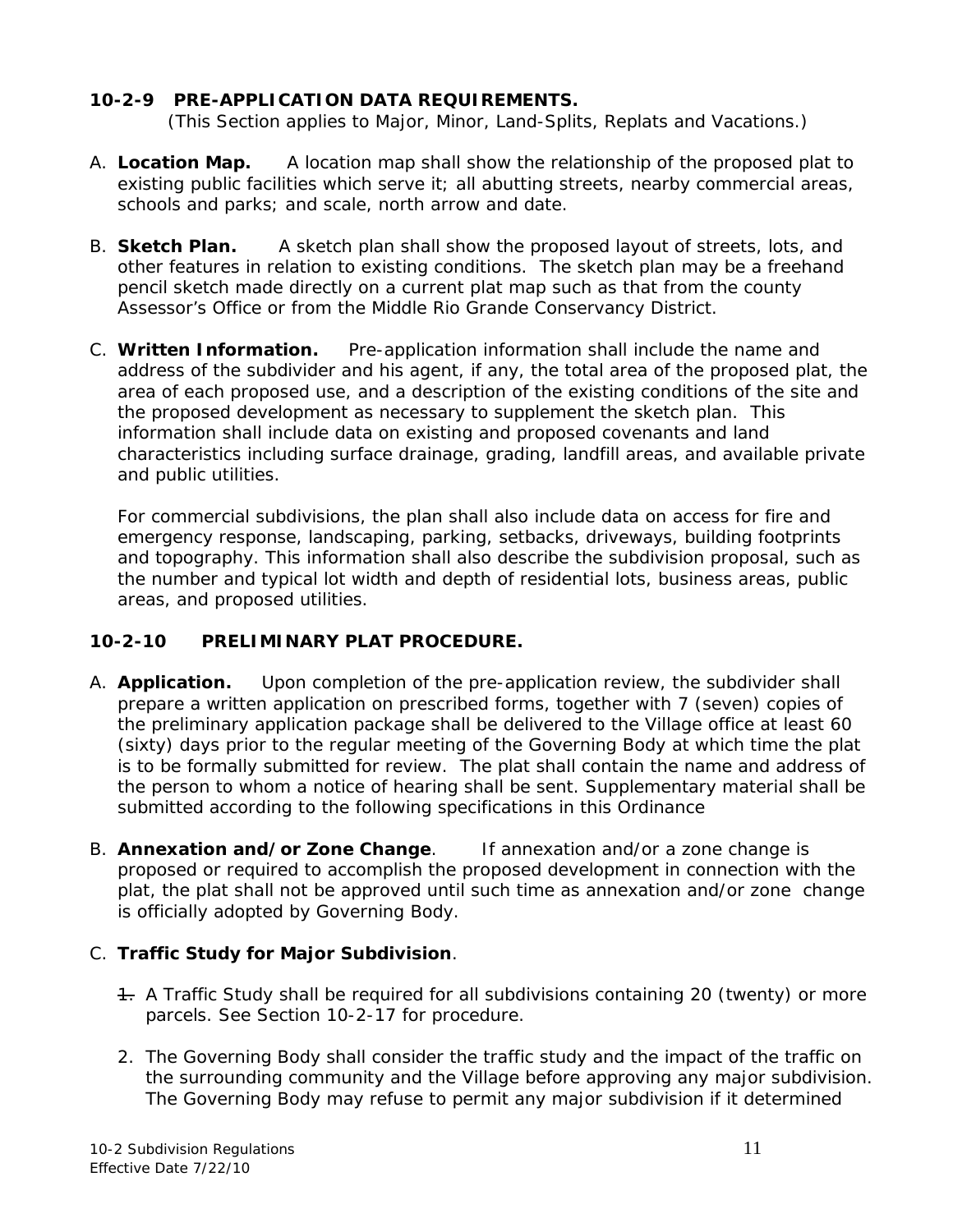## 10-2-9 PRE-APPLICATION DATA REQUIREMENTS.

*(This Section applies to Major, Minor, Land-Splits, Replats and Vacations.)*

A. **Location Map.** A location map shall show the relationship of the proposed plat to existing public facilities which serve it; all abutting streets, nearby commercial areas, schools and parks; and scale, north arrow and date.

B. **Sketch Plan.** A sketch plan shall show the proposed layout of streets, lots, and other features in relation to existing conditions. The sketch plan may be a freehand pencil sketch made directly on a current plat map such as that from the county Assessor's Office or from the Middle Rio Grande Conservancy District.

C. **Written Information.** Pre-application information shall include the name and address of the subdivider and his agent, if any, the total area of the proposed plat, the area of each proposed use, and a description of the existing conditions of the site and the proposed development as necessary to supplement the sketch plan. This information shall include data on existing and proposed covenants and land characteristics including surface drainage, grading, landfill areas, and available private and public utilities.

   For commercial subdivisions, the plan shall also include data on access for fire and emergency response, landscaping, parking, setbacks, driveways, building footprints and topography. This information shall also describe the subdivision proposal, such as the number and typical lot width and depth of residential lots, business areas, public areas, and proposed utilities.

## 10-2-10 PRELIMINARY PLAT PROCEDURE.

A. **Application.** Upon completion of the pre-application review, the subdivider shall prepare a written application on prescribed forms, together with 7 (seven) copies of the preliminary application package shall be delivered to the Village office at least 60 (sixty) days prior to the regular meeting of the Governing Body at which time the plat is to be formally submitted for review. The plat shall contain the name and address of the person to whom a notice of hearing shall be sent. Supplementary material shall be submitted according to the following specifications in this Ordinance

B. **Annexation and/or Zone Change**. If annexation and/or a zone change is proposed or required to accomplish the proposed development in connection with the plat, the plat shall not be approved until such time as annexation and/or zone change is officially adopted by Governing Body.

C. **Traffic Study for Major Subdivision**.

   1. A Traffic Study shall be required for all subdivisions containing 20 (twenty) or more parcels. See Section 10-2-17 for procedure.

   2. The Governing Body shall consider the traffic study and the impact of the traffic on the surrounding community and the Village before approving any major subdivision. The Governing Body may refuse to permit any major subdivision if it determined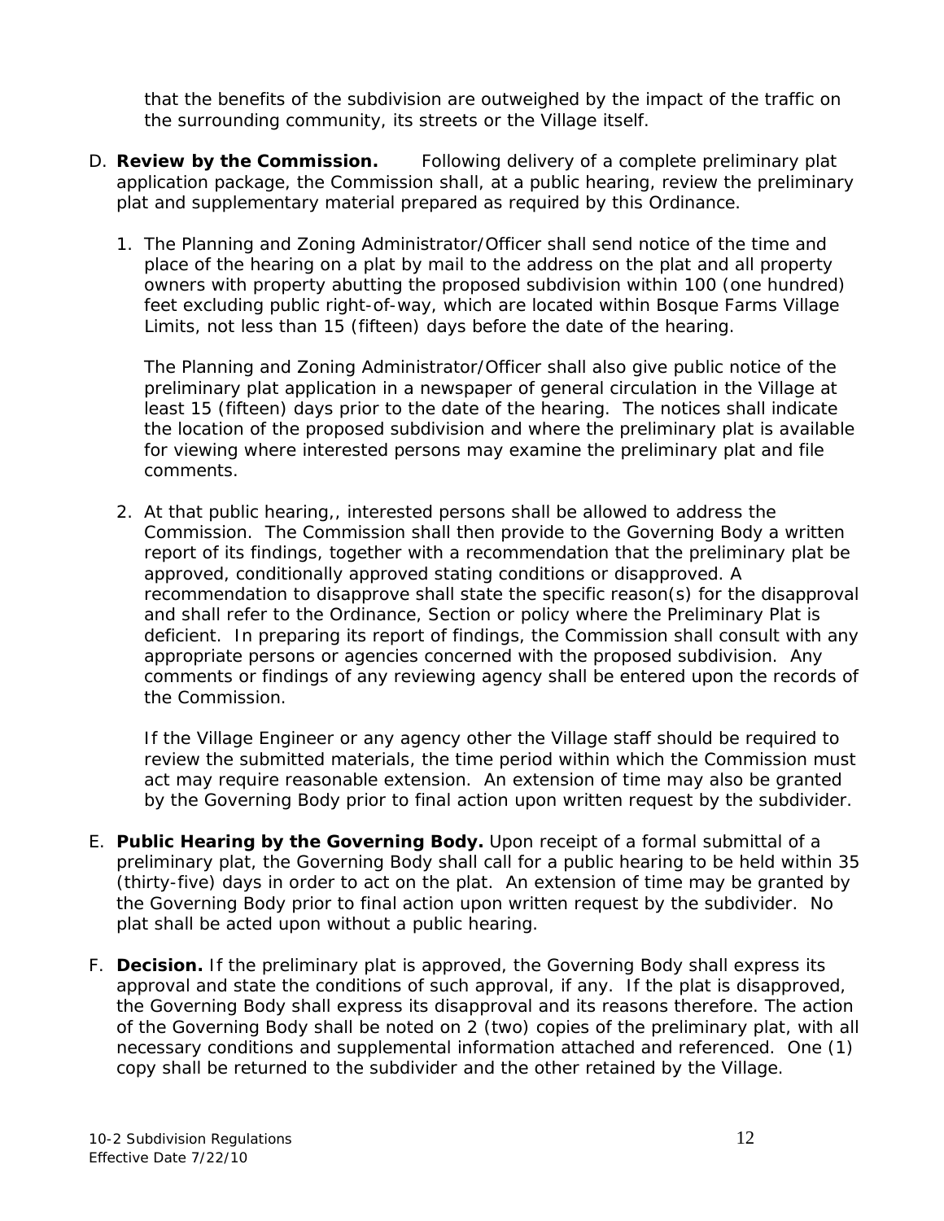that the benefits of the subdivision are outweighed by the impact of the traffic on the surrounding community, its streets or the Village itself.

D. **Review by the Commission.** Following delivery of a complete preliminary plat application package, the Commission shall, at a public hearing, review the preliminary plat and supplementary material prepared as required by this Ordinance.

   1. The Planning and Zoning Administrator/Officer shall send notice of the time and place of the hearing on a plat by mail to the address on the plat and all property owners with property abutting the proposed subdivision within 100 (one hundred) feet excluding public right-of-way, which are located within Bosque Farms Village Limits, not less than 15 (fifteen) days before the date of the hearing.

      The Planning and Zoning Administrator/Officer shall also give public notice of the preliminary plat application in a newspaper of general circulation in the Village at least 15 (fifteen) days prior to the date of the hearing. The notices shall indicate the location of the proposed subdivision and where the preliminary plat is available for viewing where interested persons may examine the preliminary plat and file comments.

   2. At that public hearing,, interested persons shall be allowed to address the Commission. The Commission shall then provide to the Governing Body a written report of its findings, together with a recommendation that the preliminary plat be approved, conditionally approved stating conditions or disapproved. A recommendation to disapprove shall state the specific reason(s) for the disapproval and shall refer to the Ordinance, Section or policy where the Preliminary Plat is deficient. In preparing its report of findings, the Commission shall consult with any appropriate persons or agencies concerned with the proposed subdivision. Any comments or findings of any reviewing agency shall be entered upon the records of the Commission.

      If the Village Engineer or any agency other the Village staff should be required to review the submitted materials, the time period within which the Commission must act may require reasonable extension. An extension of time may also be granted by the Governing Body prior to final action upon written request by the subdivider.

E. **Public Hearing by the Governing Body.** Upon receipt of a formal submittal of a preliminary plat, the Governing Body shall call for a public hearing to be held within 35 (thirty-five) days in order to act on the plat. An extension of time may be granted by the Governing Body prior to final action upon written request by the subdivider. No plat shall be acted upon without a public hearing.

F. **Decision.** If the preliminary plat is approved, the Governing Body shall express its approval and state the conditions of such approval, if any. If the plat is disapproved, the Governing Body shall express its disapproval and its reasons therefore. The action of the Governing Body shall be noted on 2 (two) copies of the preliminary plat, with all necessary conditions and supplemental information attached and referenced. One (1) copy shall be returned to the subdivider and the other retained by the Village.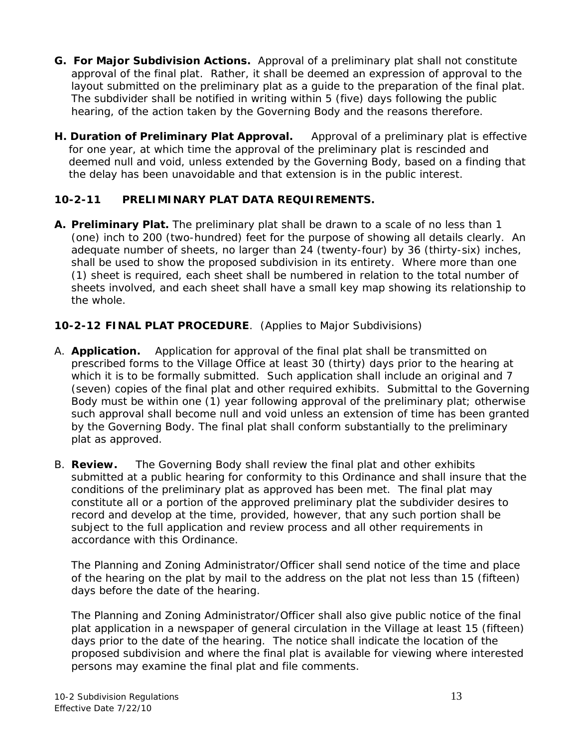**G. For Major Subdivision Actions.** Approval of a preliminary plat shall not constitute approval of the final plat. Rather, it shall be deemed an expression of approval to the layout submitted on the preliminary plat as a guide to the preparation of the final plat. The subdivider shall be notified in writing within 5 (five) days following the public hearing, of the action taken by the Governing Body and the reasons therefore.

**H. Duration of Preliminary Plat Approval.** Approval of a preliminary plat is effective for one year, at which time the approval of the preliminary plat is rescinded and deemed null and void, unless extended by the Governing Body, based on a finding that the delay has been unavoidable and that extension is in the public interest.

## 10-2-11 PRELIMINARY PLAT DATA REQUIREMENTS.

**A. Preliminary Plat.** The preliminary plat shall be drawn to a scale of no less than 1 (one) inch to 200 (two-hundred) feet for the purpose of showing all details clearly. An adequate number of sheets, no larger than 24 (twenty-four) by 36 (thirty-six) inches, shall be used to show the proposed subdivision in its entirety. Where more than one (1) sheet is required, each sheet shall be numbered in relation to the total number of sheets involved, and each sheet shall have a small key map showing its relationship to the whole.

## 10-2-12 FINAL PLAT PROCEDURE. (Applies to Major Subdivisions)

A. **Application.** Application for approval of the final plat shall be transmitted on prescribed forms to the Village Office at least 30 (thirty) days prior to the hearing at which it is to be formally submitted. Such application shall include an original and 7 (seven) copies of the final plat and other required exhibits. Submittal to the Governing Body must be within one (1) year following approval of the preliminary plat; otherwise such approval shall become null and void unless an extension of time has been granted by the Governing Body. The final plat shall conform substantially to the preliminary plat as approved.

B. **Review.** The Governing Body shall review the final plat and other exhibits submitted at a public hearing for conformity to this Ordinance and shall insure that the conditions of the preliminary plat as approved has been met. The final plat may constitute all or a portion of the approved preliminary plat the subdivider desires to record and develop at the time, provided, however, that any such portion shall be subject to the full application and review process and all other requirements in accordance with this Ordinance.

The Planning and Zoning Administrator/Officer shall send notice of the time and place of the hearing on the plat by mail to the address on the plat not less than 15 (fifteen) days before the date of the hearing.

The Planning and Zoning Administrator/Officer shall also give public notice of the final plat application in a newspaper of general circulation in the Village at least 15 (fifteen) days prior to the date of the hearing. The notice shall indicate the location of the proposed subdivision and where the final plat is available for viewing where interested persons may examine the final plat and file comments.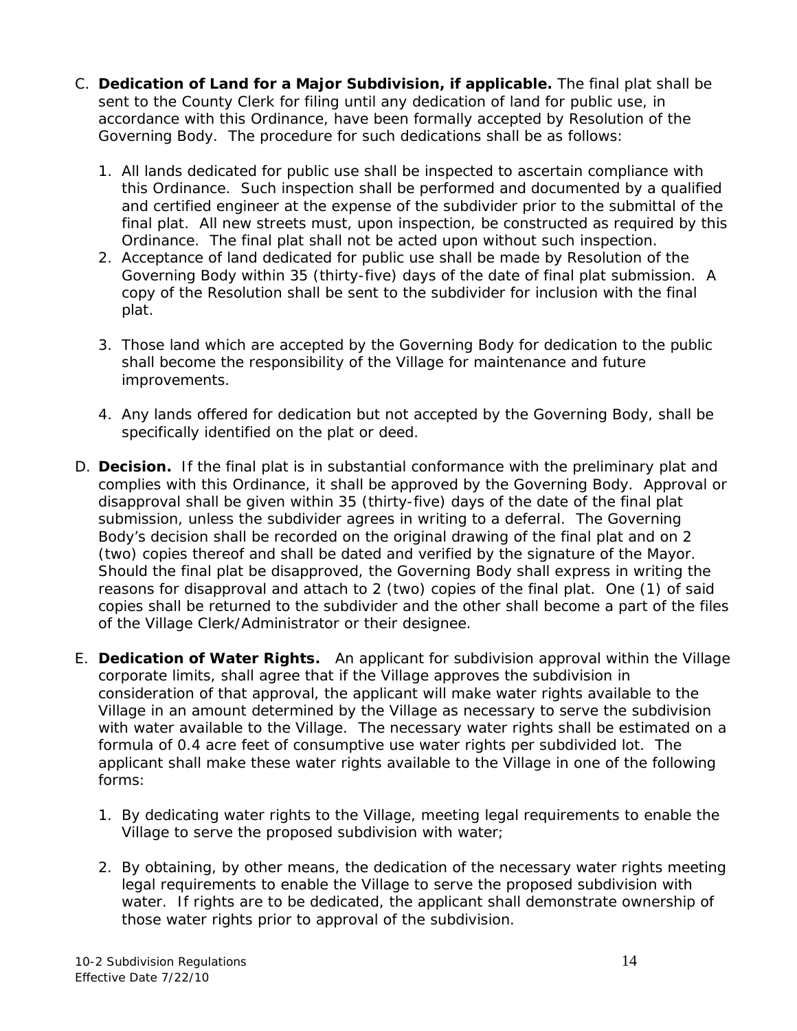C. **Dedication of Land for a Major Subdivision, if applicable.** The final plat shall be sent to the County Clerk for filing until any dedication of land for public use, in accordance with this Ordinance, have been formally accepted by Resolution of the Governing Body. The procedure for such dedications shall be as follows:

   1. All lands dedicated for public use shall be inspected to ascertain compliance with this Ordinance. Such inspection shall be performed and documented by a qualified and certified engineer at the expense of the subdivider prior to the submittal of the final plat. All new streets must, upon inspection, be constructed as required by this Ordinance. The final plat shall not be acted upon without such inspection.
   2. Acceptance of land dedicated for public use shall be made by Resolution of the Governing Body within 35 (thirty-five) days of the date of final plat submission. A copy of the Resolution shall be sent to the subdivider for inclusion with the final plat.
   3. Those land which are accepted by the Governing Body for dedication to the public shall become the responsibility of the Village for maintenance and future improvements.
   4. Any lands offered for dedication but not accepted by the Governing Body, shall be specifically identified on the plat or deed.

D. **Decision.** If the final plat is in substantial conformance with the preliminary plat and complies with this Ordinance, it shall be approved by the Governing Body. Approval or disapproval shall be given within 35 (thirty-five) days of the date of the final plat submission, unless the subdivider agrees in writing to a deferral. The Governing Body's decision shall be recorded on the original drawing of the final plat and on 2 (two) copies thereof and shall be dated and verified by the signature of the Mayor. Should the final plat be disapproved, the Governing Body shall express in writing the reasons for disapproval and attach to 2 (two) copies of the final plat. One (1) of said copies shall be returned to the subdivider and the other shall become a part of the files of the Village Clerk/Administrator or their designee.

E. **Dedication of Water Rights.** An applicant for subdivision approval within the Village corporate limits, shall agree that if the Village approves the subdivision in consideration of that approval, the applicant will make water rights available to the Village in an amount determined by the Village as necessary to serve the subdivision with water available to the Village. The necessary water rights shall be estimated on a formula of 0.4 acre feet of consumptive use water rights per subdivided lot. The applicant shall make these water rights available to the Village in one of the following forms:

   1. By dedicating water rights to the Village, meeting legal requirements to enable the Village to serve the proposed subdivision with water;
   2. By obtaining, by other means, the dedication of the necessary water rights meeting legal requirements to enable the Village to serve the proposed subdivision with water. If rights are to be dedicated, the applicant shall demonstrate ownership of those water rights prior to approval of the subdivision.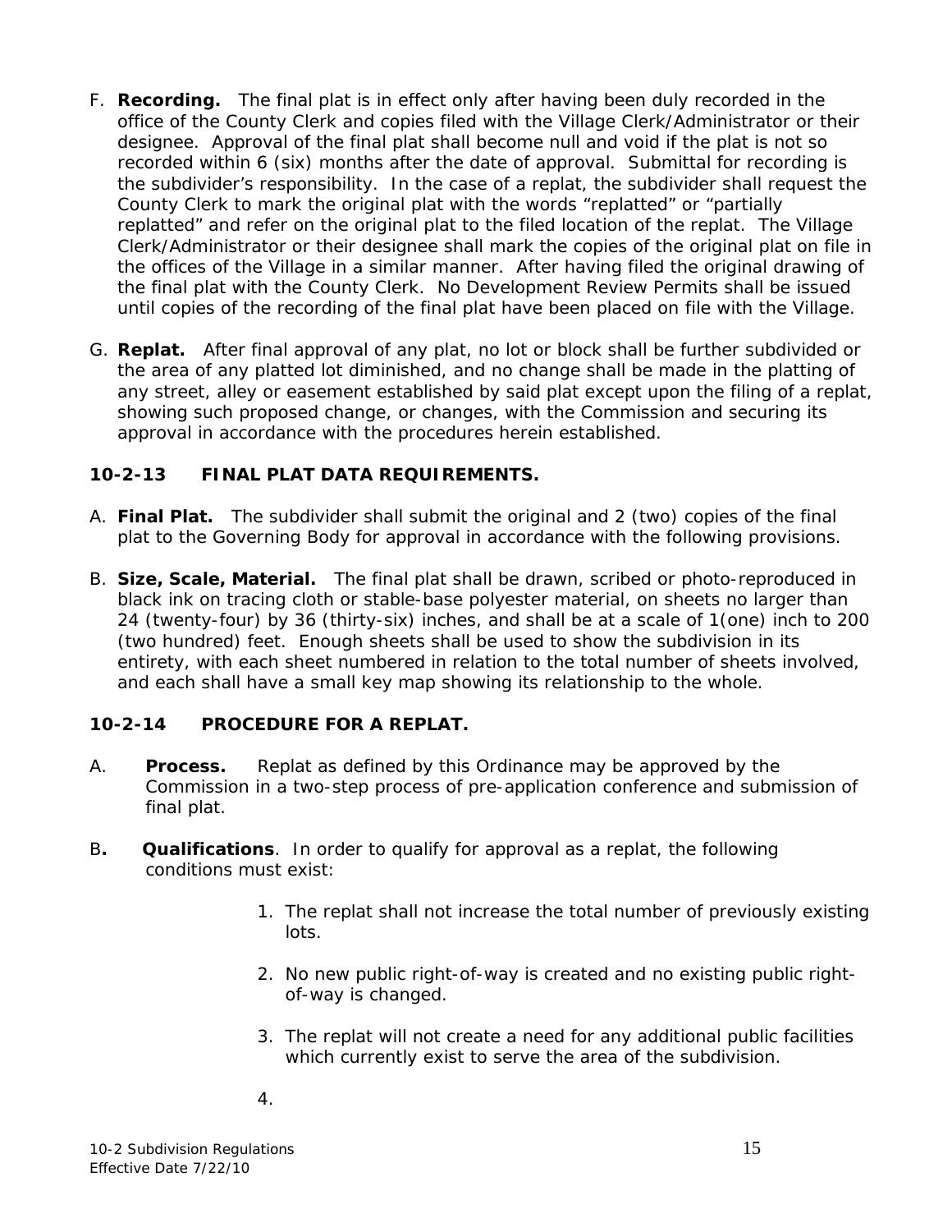F. **Recording.** The final plat is in effect only after having been duly recorded in the office of the County Clerk and copies filed with the Village Clerk/Administrator or their designee. Approval of the final plat shall become null and void if the plat is not so recorded within 6 (six) months after the date of approval. Submittal for recording is the subdivider's responsibility. In the case of a replat, the subdivider shall request the County Clerk to mark the original plat with the words "replatted" or "partially replatted" and refer on the original plat to the filed location of the replat. The Village Clerk/Administrator or their designee shall mark the copies of the original plat on file in the offices of the Village in a similar manner. After having filed the original drawing of the final plat with the County Clerk. No Development Review Permits shall be issued until copies of the recording of the final plat have been placed on file with the Village.

G. **Replat.** After final approval of any plat, no lot or block shall be further subdivided or the area of any platted lot diminished, and no change shall be made in the platting of any street, alley or easement established by said plat except upon the filing of a replat, showing such proposed change, or changes, with the Commission and securing its approval in accordance with the procedures herein established.

## 10-2-13 FINAL PLAT DATA REQUIREMENTS.

A. **Final Plat.** The subdivider shall submit the original and 2 (two) copies of the final plat to the Governing Body for approval in accordance with the following provisions.

B. **Size, Scale, Material.** The final plat shall be drawn, scribed or photo-reproduced in black ink on tracing cloth or stable-base polyester material, on sheets no larger than 24 (twenty-four) by 36 (thirty-six) inches, and shall be at a scale of 1(one) inch to 200 (two hundred) feet. Enough sheets shall be used to show the subdivision in its entirety, with each sheet numbered in relation to the total number of sheets involved, and each shall have a small key map showing its relationship to the whole.

## 10-2-14 PROCEDURE FOR A REPLAT.

A. **Process.** Replat as defined by this Ordinance may be approved by the Commission in a two-step process of pre-application conference and submission of final plat.

B**.** **Qualifications**. In order to qualify for approval as a replat, the following conditions must exist:

1. The replat shall not increase the total number of previously existing lots.

2. No new public right-of-way is created and no existing public right-of-way is changed.

3. The replat will not create a need for any additional public facilities which currently exist to serve the area of the subdivision.

4.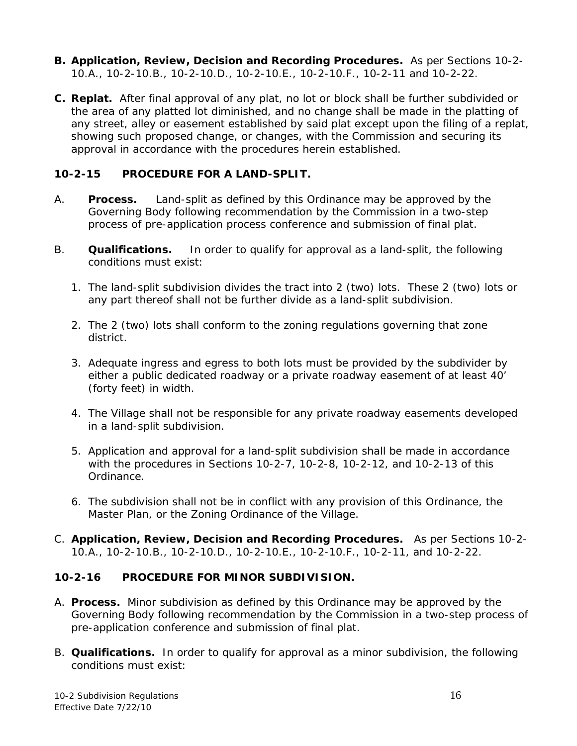**B. Application, Review, Decision and Recording Procedures.** As per Sections 10-2-10.A., 10-2-10.B., 10-2-10.D., 10-2-10.E., 10-2-10.F., 10-2-11 and 10-2-22.

**C. Replat.** After final approval of any plat, no lot or block shall be further subdivided or the area of any platted lot diminished, and no change shall be made in the platting of any street, alley or easement established by said plat except upon the filing of a replat, showing such proposed change, or changes, with the Commission and securing its approval in accordance with the procedures herein established.

### 10-2-15 PROCEDURE FOR A LAND-SPLIT.

A. **Process.** Land-split as defined by this Ordinance may be approved by the Governing Body following recommendation by the Commission in a two-step process of pre-application process conference and submission of final plat.

B. **Qualifications.** In order to qualify for approval as a land-split, the following conditions must exist:

1. The land-split subdivision divides the tract into 2 (two) lots. These 2 (two) lots or any part thereof shall not be further divide as a land-split subdivision.
2. The 2 (two) lots shall conform to the zoning regulations governing that zone district.
3. Adequate ingress and egress to both lots must be provided by the subdivider by either a public dedicated roadway or a private roadway easement of at least 40' (forty feet) in width.
4. The Village shall not be responsible for any private roadway easements developed in a land-split subdivision.
5. Application and approval for a land-split subdivision shall be made in accordance with the procedures in Sections 10-2-7, 10-2-8, 10-2-12, and 10-2-13 of this Ordinance.
6. The subdivision shall not be in conflict with any provision of this Ordinance, the Master Plan, or the Zoning Ordinance of the Village.

C. **Application, Review, Decision and Recording Procedures.** As per Sections 10-2-10.A., 10-2-10.B., 10-2-10.D., 10-2-10.E., 10-2-10.F., 10-2-11, and 10-2-22.

### 10-2-16 PROCEDURE FOR MINOR SUBDIVISION.

A. **Process.** Minor subdivision as defined by this Ordinance may be approved by the Governing Body following recommendation by the Commission in a two-step process of pre-application conference and submission of final plat.

B. **Qualifications.** In order to qualify for approval as a minor subdivision, the following conditions must exist: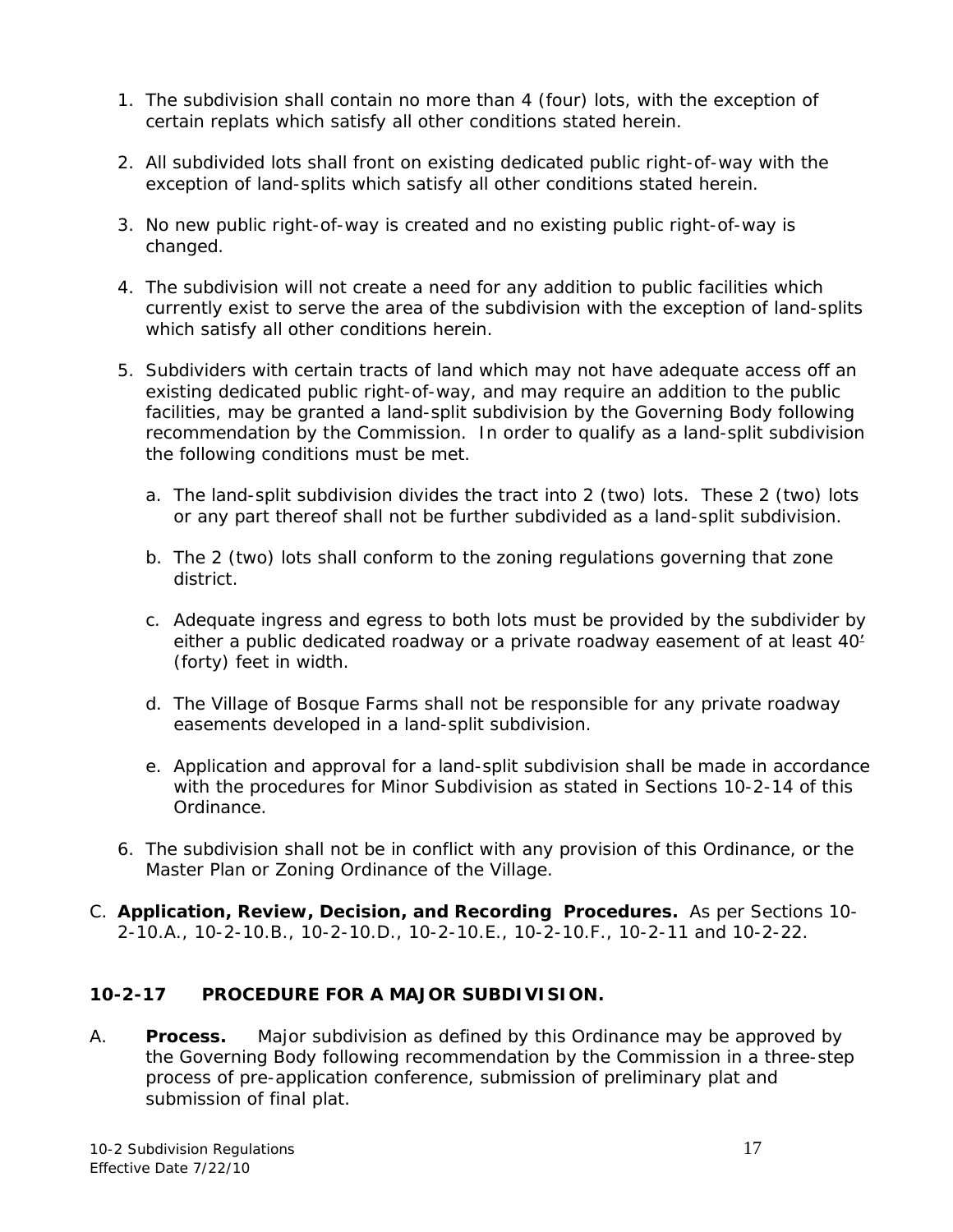1. The subdivision shall contain no more than 4 (four) lots, with the exception of certain replats which satisfy all other conditions stated herein.

2. All subdivided lots shall front on existing dedicated public right-of-way with the exception of land-splits which satisfy all other conditions stated herein.

3. No new public right-of-way is created and no existing public right-of-way is changed.

4. The subdivision will not create a need for any addition to public facilities which currently exist to serve the area of the subdivision with the exception of land-splits which satisfy all other conditions herein.

5. Subdividers with certain tracts of land which may not have adequate access off an existing dedicated public right-of-way, and may require an addition to the public facilities, may be granted a land-split subdivision by the Governing Body following recommendation by the Commission. In order to qualify as a land-split subdivision the following conditions must be met.

   a. The land-split subdivision divides the tract into 2 (two) lots. These 2 (two) lots or any part thereof shall not be further subdivided as a land-split subdivision.

   b. The 2 (two) lots shall conform to the zoning regulations governing that zone district.

   c. Adequate ingress and egress to both lots must be provided by the subdivider by either a public dedicated roadway or a private roadway easement of at least 40' (forty) feet in width.

   d. The Village of Bosque Farms shall not be responsible for any private roadway easements developed in a land-split subdivision.

   e. Application and approval for a land-split subdivision shall be made in accordance with the procedures for Minor Subdivision as stated in Sections 10-2-14 of this Ordinance.

6. The subdivision shall not be in conflict with any provision of this Ordinance, or the Master Plan or Zoning Ordinance of the Village.

C. **Application, Review, Decision, and Recording Procedures.** As per Sections 10-2-10.A., 10-2-10.B., 10-2-10.D., 10-2-10.E., 10-2-10.F., 10-2-11 and 10-2-22.

## 10-2-17 PROCEDURE FOR A MAJOR SUBDIVISION.

A. **Process.** Major subdivision as defined by this Ordinance may be approved by the Governing Body following recommendation by the Commission in a three-step process of pre-application conference, submission of preliminary plat and submission of final plat.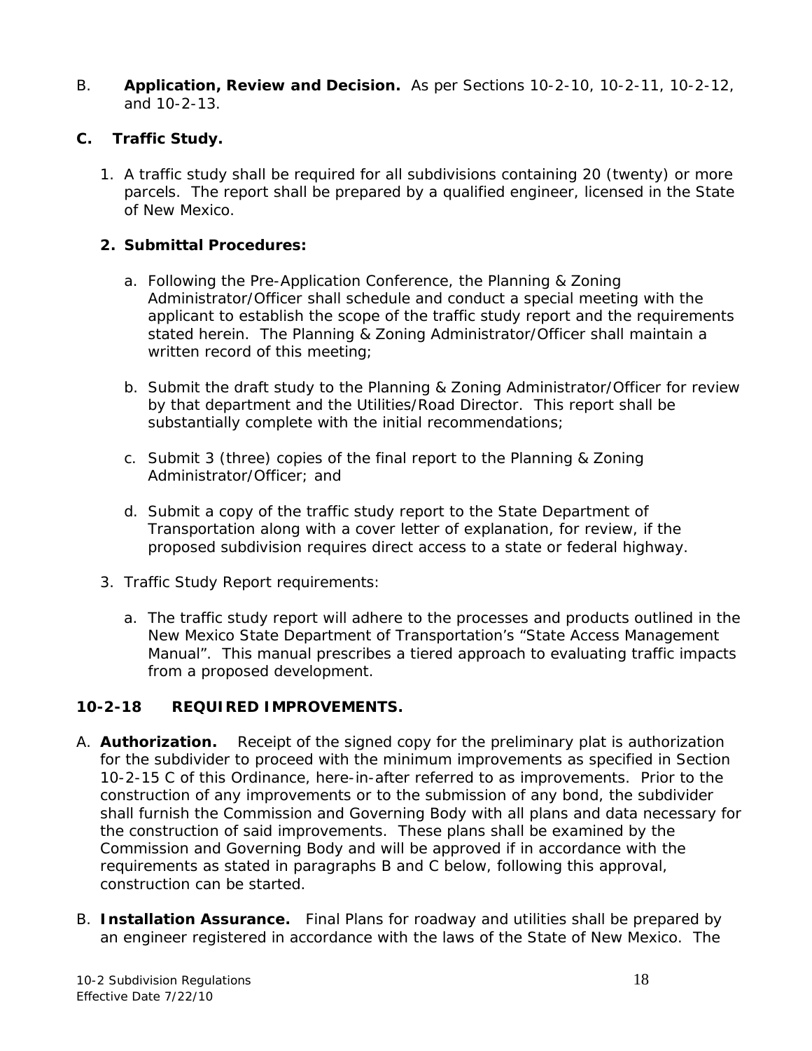B. **Application, Review and Decision.** As per Sections 10-2-10, 10-2-11, 10-2-12, and 10-2-13.

**C. Traffic Study.**

1. A traffic study shall be required for all subdivisions containing 20 (twenty) or more parcels. The report shall be prepared by a qualified engineer, licensed in the State of New Mexico.

2. **Submittal Procedures:**

   a. Following the Pre-Application Conference, the Planning & Zoning Administrator/Officer shall schedule and conduct a special meeting with the applicant to establish the scope of the traffic study report and the requirements stated herein. The Planning & Zoning Administrator/Officer shall maintain a written record of this meeting;

   b. Submit the draft study to the Planning & Zoning Administrator/Officer for review by that department and the Utilities/Road Director. This report shall be substantially complete with the initial recommendations;

   c. Submit 3 (three) copies of the final report to the Planning & Zoning Administrator/Officer; and

   d. Submit a copy of the traffic study report to the State Department of Transportation along with a cover letter of explanation, for review, if the proposed subdivision requires direct access to a state or federal highway.

3. Traffic Study Report requirements:

   a. The traffic study report will adhere to the processes and products outlined in the New Mexico State Department of Transportation's "State Access Management Manual". This manual prescribes a tiered approach to evaluating traffic impacts from a proposed development.

## 10-2-18 REQUIRED IMPROVEMENTS.

A. **Authorization.** Receipt of the signed copy for the preliminary plat is authorization for the subdivider to proceed with the minimum improvements as specified in Section 10-2-15 C of this Ordinance, here-in-after referred to as improvements. Prior to the construction of any improvements or to the submission of any bond, the subdivider shall furnish the Commission and Governing Body with all plans and data necessary for the construction of said improvements. These plans shall be examined by the Commission and Governing Body and will be approved if in accordance with the requirements as stated in paragraphs B and C below, following this approval, construction can be started.

B. **Installation Assurance.** Final Plans for roadway and utilities shall be prepared by an engineer registered in accordance with the laws of the State of New Mexico. The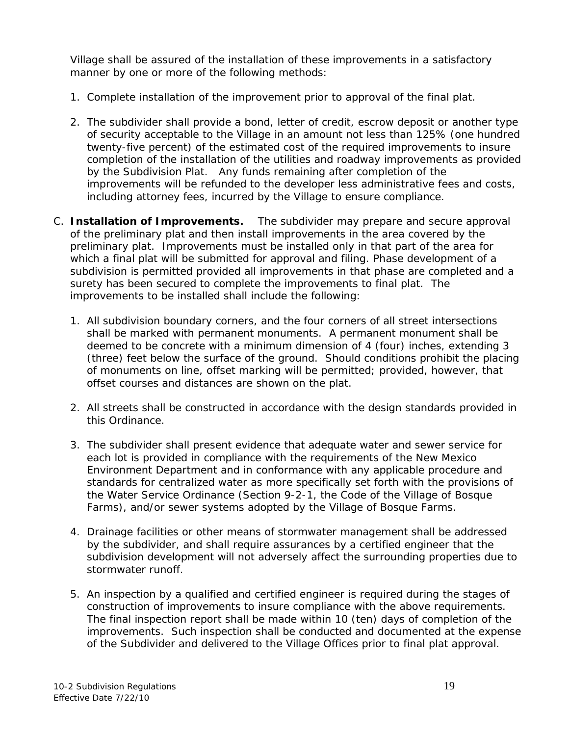Village shall be assured of the installation of these improvements in a satisfactory manner by one or more of the following methods:

1. Complete installation of the improvement prior to approval of the final plat.

2. The subdivider shall provide a bond, letter of credit, escrow deposit or another type of security acceptable to the Village in an amount not less than 125% (one hundred twenty-five percent) of the estimated cost of the required improvements to insure completion of the installation of the utilities and roadway improvements as provided by the Subdivision Plat. Any funds remaining after completion of the improvements will be refunded to the developer less administrative fees and costs, including attorney fees, incurred by the Village to ensure compliance.

C. **Installation of Improvements.** The subdivider may prepare and secure approval of the preliminary plat and then install improvements in the area covered by the preliminary plat. Improvements must be installed only in that part of the area for which a final plat will be submitted for approval and filing. Phase development of a subdivision is permitted provided all improvements in that phase are completed and a surety has been secured to complete the improvements to final plat. The improvements to be installed shall include the following:

   1. All subdivision boundary corners, and the four corners of all street intersections shall be marked with permanent monuments. A permanent monument shall be deemed to be concrete with a minimum dimension of 4 (four) inches, extending 3 (three) feet below the surface of the ground. Should conditions prohibit the placing of monuments on line, offset marking will be permitted; provided, however, that offset courses and distances are shown on the plat.

   2. All streets shall be constructed in accordance with the design standards provided in this Ordinance.

   3. The subdivider shall present evidence that adequate water and sewer service for each lot is provided in compliance with the requirements of the New Mexico Environment Department and in conformance with any applicable procedure and standards for centralized water as more specifically set forth with the provisions of the Water Service Ordinance (Section 9-2-1, the Code of the Village of Bosque Farms), and/or sewer systems adopted by the Village of Bosque Farms.

   4. Drainage facilities or other means of stormwater management shall be addressed by the subdivider, and shall require assurances by a certified engineer that the subdivision development will not adversely affect the surrounding properties due to stormwater runoff.

   5. An inspection by a qualified and certified engineer is required during the stages of construction of improvements to insure compliance with the above requirements. The final inspection report shall be made within 10 (ten) days of completion of the improvements. Such inspection shall be conducted and documented at the expense of the Subdivider and delivered to the Village Offices prior to final plat approval.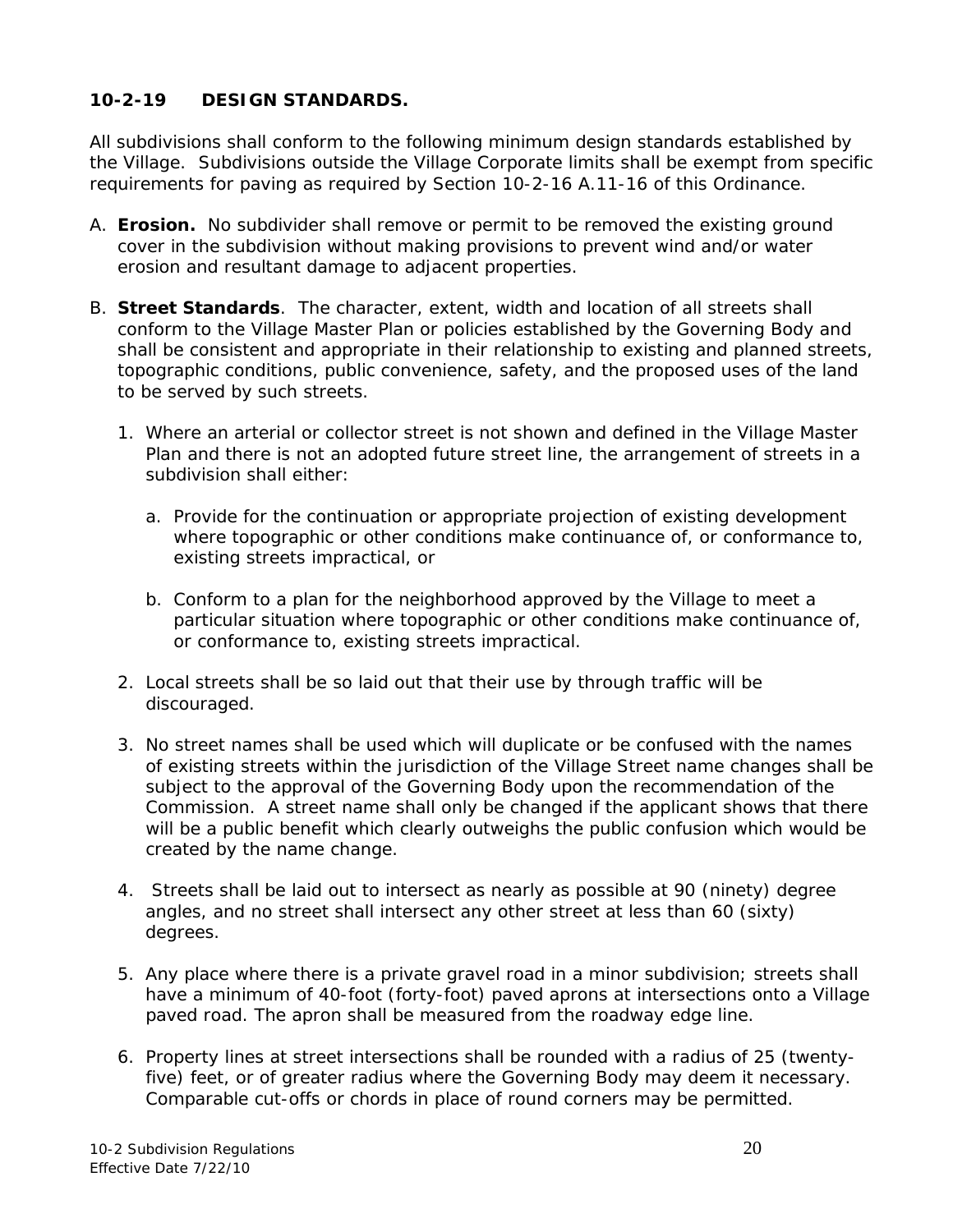## 10-2-19 DESIGN STANDARDS.

All subdivisions shall conform to the following minimum design standards established by the Village. Subdivisions outside the Village Corporate limits shall be exempt from specific requirements for paving as required by Section 10-2-16 A.11-16 of this Ordinance.

A. **Erosion.** No subdivider shall remove or permit to be removed the existing ground cover in the subdivision without making provisions to prevent wind and/or water erosion and resultant damage to adjacent properties.

B. **Street Standards**. The character, extent, width and location of all streets shall conform to the Village Master Plan or policies established by the Governing Body and shall be consistent and appropriate in their relationship to existing and planned streets, topographic conditions, public convenience, safety, and the proposed uses of the land to be served by such streets.

   1. Where an arterial or collector street is not shown and defined in the Village Master Plan and there is not an adopted future street line, the arrangement of streets in a subdivision shall either:

      a. Provide for the continuation or appropriate projection of existing development where topographic or other conditions make continuance of, or conformance to, existing streets impractical, or

      b. Conform to a plan for the neighborhood approved by the Village to meet a particular situation where topographic or other conditions make continuance of, or conformance to, existing streets impractical.

   2. Local streets shall be so laid out that their use by through traffic will be discouraged.

   3. No street names shall be used which will duplicate or be confused with the names of existing streets within the jurisdiction of the Village Street name changes shall be subject to the approval of the Governing Body upon the recommendation of the Commission. A street name shall only be changed if the applicant shows that there will be a public benefit which clearly outweighs the public confusion which would be created by the name change.

   4. Streets shall be laid out to intersect as nearly as possible at 90 (ninety) degree angles, and no street shall intersect any other street at less than 60 (sixty) degrees.

   5. Any place where there is a private gravel road in a minor subdivision; streets shall have a minimum of 40-foot (forty-foot) paved aprons at intersections onto a Village paved road. The apron shall be measured from the roadway edge line.

   6. Property lines at street intersections shall be rounded with a radius of 25 (twenty-five) feet, or of greater radius where the Governing Body may deem it necessary. Comparable cut-offs or chords in place of round corners may be permitted.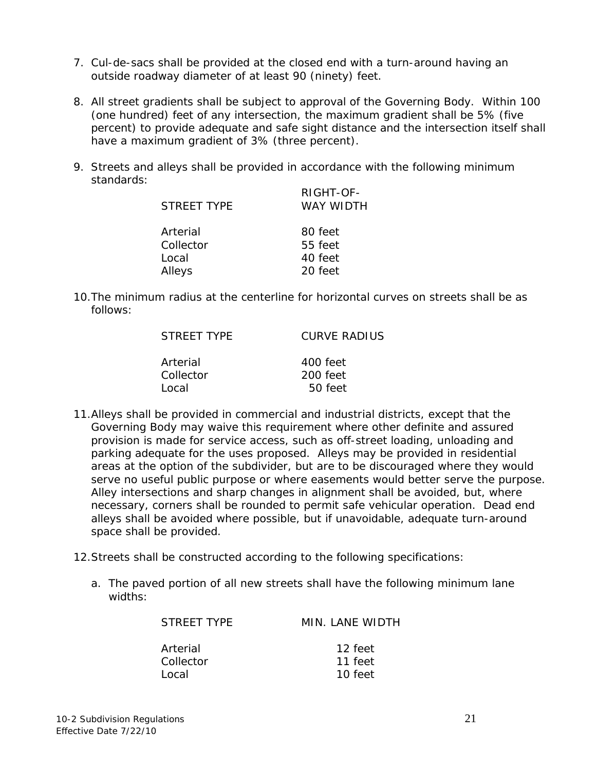7. Cul-de-sacs shall be provided at the closed end with a turn-around having an outside roadway diameter of at least 90 (ninety) feet.

8. All street gradients shall be subject to approval of the Governing Body. Within 100 (one hundred) feet of any intersection, the maximum gradient shall be 5% (five percent) to provide adequate and safe sight distance and the intersection itself shall have a maximum gradient of 3% (three percent).

9. Streets and alleys shall be provided in accordance with the following minimum standards:

| STREET TYPE | RIGHT-OF-WAY WIDTH |
|---|---|
| Arterial | 80 feet |
| Collector | 55 feet |
| Local | 40 feet |
| Alleys | 20 feet |

10. The minimum radius at the centerline for horizontal curves on streets shall be as follows:

| STREET TYPE | CURVE RADIUS |
|---|---|
| Arterial | 400 feet |
| Collector | 200 feet |
| Local | 50 feet |

11. Alleys shall be provided in commercial and industrial districts, except that the Governing Body may waive this requirement where other definite and assured provision is made for service access, such as off-street loading, unloading and parking adequate for the uses proposed. Alleys may be provided in residential areas at the option of the subdivider, but are to be discouraged where they would serve no useful public purpose or where easements would better serve the purpose. Alley intersections and sharp changes in alignment shall be avoided, but, where necessary, corners shall be rounded to permit safe vehicular operation. Dead end alleys shall be avoided where possible, but if unavoidable, adequate turn-around space shall be provided.

12. Streets shall be constructed according to the following specifications:

    a. The paved portion of all new streets shall have the following minimum lane widths:

| STREET TYPE | MIN. LANE WIDTH |
|---|---|
| Arterial | 12 feet |
| Collector | 11 feet |
| Local | 10 feet |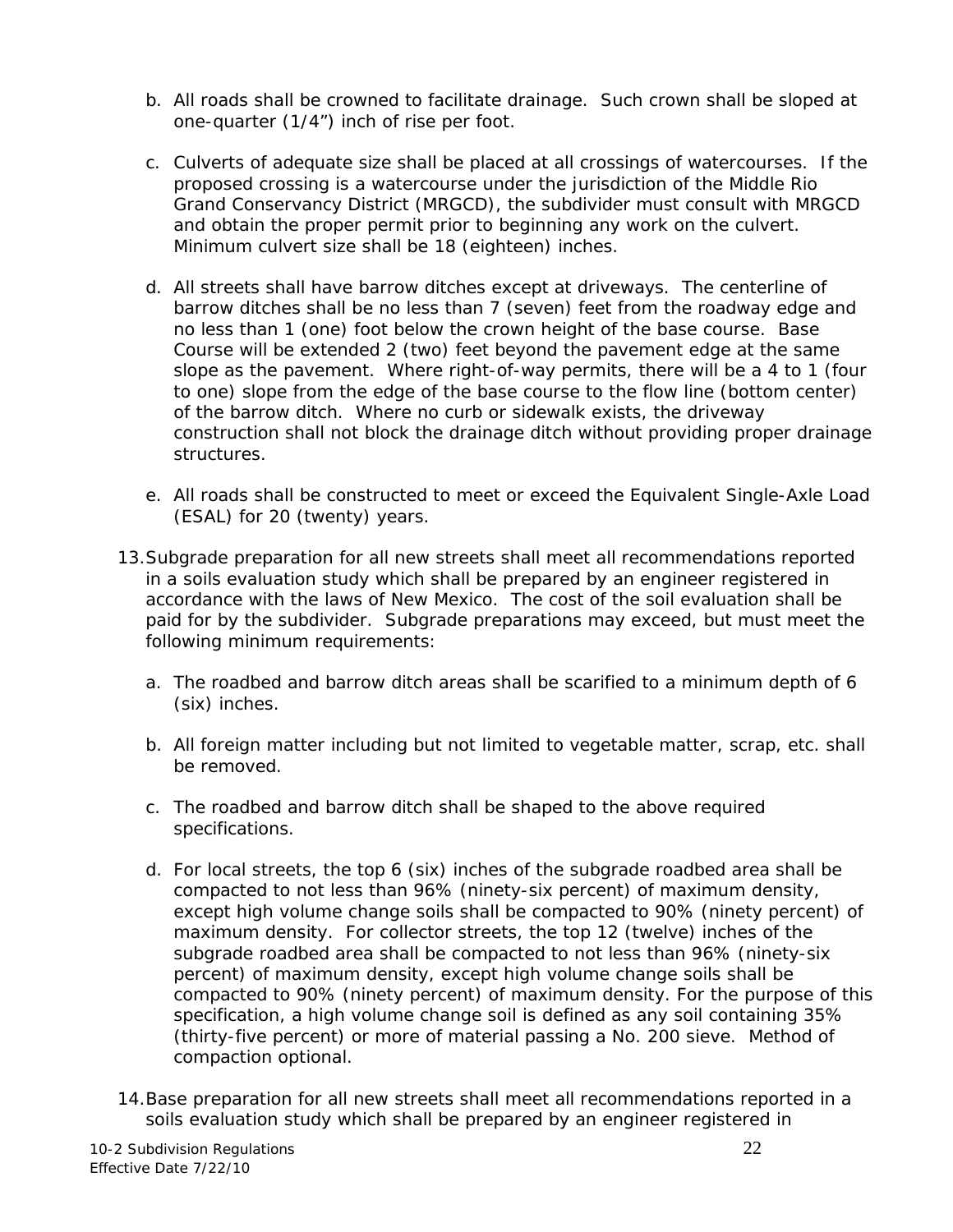b. All roads shall be crowned to facilitate drainage. Such crown shall be sloped at one-quarter (1/4") inch of rise per foot.

c. Culverts of adequate size shall be placed at all crossings of watercourses. If the proposed crossing is a watercourse under the jurisdiction of the Middle Rio Grand Conservancy District (MRGCD), the subdivider must consult with MRGCD and obtain the proper permit prior to beginning any work on the culvert. Minimum culvert size shall be 18 (eighteen) inches.

d. All streets shall have barrow ditches except at driveways. The centerline of barrow ditches shall be no less than 7 (seven) feet from the roadway edge and no less than 1 (one) foot below the crown height of the base course. Base Course will be extended 2 (two) feet beyond the pavement edge at the same slope as the pavement. Where right-of-way permits, there will be a 4 to 1 (four to one) slope from the edge of the base course to the flow line (bottom center) of the barrow ditch. Where no curb or sidewalk exists, the driveway construction shall not block the drainage ditch without providing proper drainage structures.

e. All roads shall be constructed to meet or exceed the Equivalent Single-Axle Load (ESAL) for 20 (twenty) years.

13. Subgrade preparation for all new streets shall meet all recommendations reported in a soils evaluation study which shall be prepared by an engineer registered in accordance with the laws of New Mexico. The cost of the soil evaluation shall be paid for by the subdivider. Subgrade preparations may exceed, but must meet the following minimum requirements:

    a. The roadbed and barrow ditch areas shall be scarified to a minimum depth of 6 (six) inches.

    b. All foreign matter including but not limited to vegetable matter, scrap, etc. shall be removed.

    c. The roadbed and barrow ditch shall be shaped to the above required specifications.

    d. For local streets, the top 6 (six) inches of the subgrade roadbed area shall be compacted to not less than 96% (ninety-six percent) of maximum density, except high volume change soils shall be compacted to 90% (ninety percent) of maximum density. For collector streets, the top 12 (twelve) inches of the subgrade roadbed area shall be compacted to not less than 96% (ninety-six percent) of maximum density, except high volume change soils shall be compacted to 90% (ninety percent) of maximum density. For the purpose of this specification, a high volume change soil is defined as any soil containing 35% (thirty-five percent) or more of material passing a No. 200 sieve. Method of compaction optional.

14. Base preparation for all new streets shall meet all recommendations reported in a soils evaluation study which shall be prepared by an engineer registered in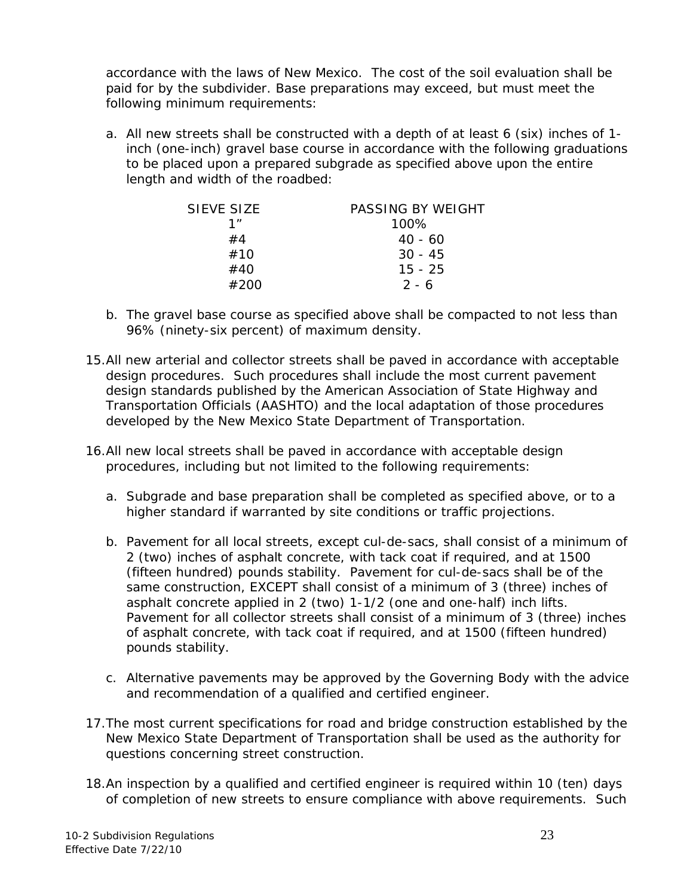accordance with the laws of New Mexico. The cost of the soil evaluation shall be paid for by the subdivider. Base preparations may exceed, but must meet the following minimum requirements:

a. All new streets shall be constructed with a depth of at least 6 (six) inches of 1-inch (one-inch) gravel base course in accordance with the following graduations to be placed upon a prepared subgrade as specified above upon the entire length and width of the roadbed:

| SIEVE SIZE | PASSING BY WEIGHT |
|---|---|
| 1" | 100% |
| #4 | 40 - 60 |
| #10 | 30 - 45 |
| #40 | 15 - 25 |
| #200 | 2 - 6 |

b. The gravel base course as specified above shall be compacted to not less than 96% (ninety-six percent) of maximum density.

15. All new arterial and collector streets shall be paved in accordance with acceptable design procedures. Such procedures shall include the most current pavement design standards published by the American Association of State Highway and Transportation Officials (AASHTO) and the local adaptation of those procedures developed by the New Mexico State Department of Transportation.

16. All new local streets shall be paved in accordance with acceptable design procedures, including but not limited to the following requirements:

   a. Subgrade and base preparation shall be completed as specified above, or to a higher standard if warranted by site conditions or traffic projections.

   b. Pavement for all local streets, except cul-de-sacs, shall consist of a minimum of 2 (two) inches of asphalt concrete, with tack coat if required, and at 1500 (fifteen hundred) pounds stability. Pavement for cul-de-sacs shall be of the same construction, EXCEPT shall consist of a minimum of 3 (three) inches of asphalt concrete applied in 2 (two) 1-1/2 (one and one-half) inch lifts. Pavement for all collector streets shall consist of a minimum of 3 (three) inches of asphalt concrete, with tack coat if required, and at 1500 (fifteen hundred) pounds stability.

   c. Alternative pavements may be approved by the Governing Body with the advice and recommendation of a qualified and certified engineer.

17. The most current specifications for road and bridge construction established by the New Mexico State Department of Transportation shall be used as the authority for questions concerning street construction.

18. An inspection by a qualified and certified engineer is required within 10 (ten) days of completion of new streets to ensure compliance with above requirements. Such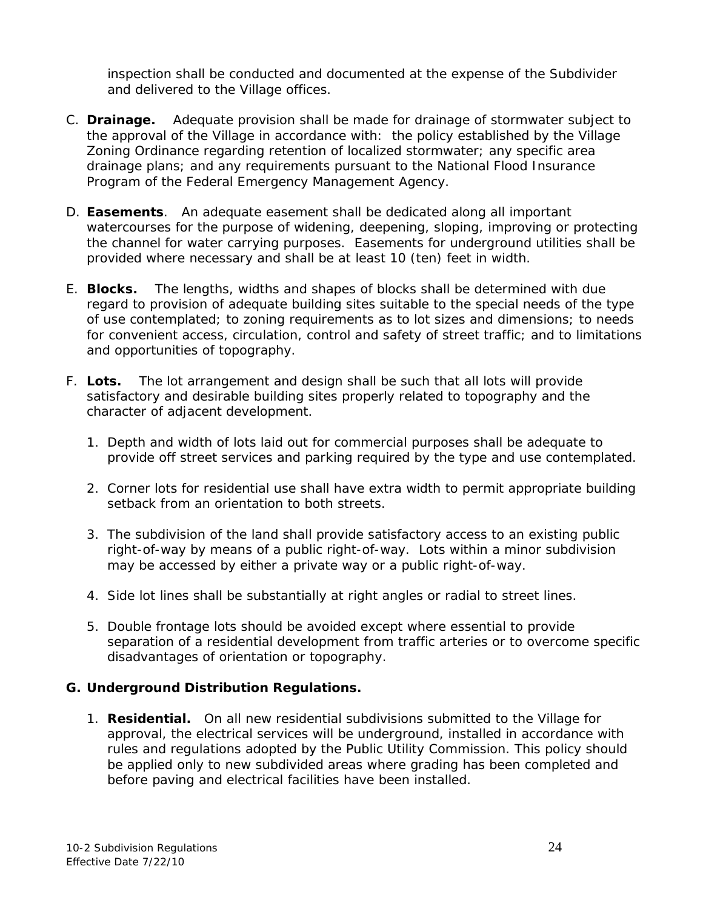inspection shall be conducted and documented at the expense of the Subdivider and delivered to the Village offices.

C. **Drainage.** Adequate provision shall be made for drainage of stormwater subject to the approval of the Village in accordance with: the policy established by the Village Zoning Ordinance regarding retention of localized stormwater; any specific area drainage plans; and any requirements pursuant to the National Flood Insurance Program of the Federal Emergency Management Agency.

D. **Easements**. An adequate easement shall be dedicated along all important watercourses for the purpose of widening, deepening, sloping, improving or protecting the channel for water carrying purposes. Easements for underground utilities shall be provided where necessary and shall be at least 10 (ten) feet in width.

E. **Blocks.** The lengths, widths and shapes of blocks shall be determined with due regard to provision of adequate building sites suitable to the special needs of the type of use contemplated; to zoning requirements as to lot sizes and dimensions; to needs for convenient access, circulation, control and safety of street traffic; and to limitations and opportunities of topography.

F. **Lots.** The lot arrangement and design shall be such that all lots will provide satisfactory and desirable building sites properly related to topography and the character of adjacent development.

1. Depth and width of lots laid out for commercial purposes shall be adequate to provide off street services and parking required by the type and use contemplated.

2. Corner lots for residential use shall have extra width to permit appropriate building setback from an orientation to both streets.

3. The subdivision of the land shall provide satisfactory access to an existing public right-of-way by means of a public right-of-way. Lots within a minor subdivision may be accessed by either a private way or a public right-of-way.

4. Side lot lines shall be substantially at right angles or radial to street lines.

5. Double frontage lots should be avoided except where essential to provide separation of a residential development from traffic arteries or to overcome specific disadvantages of orientation or topography.

**G. Underground Distribution Regulations.**

1. **Residential.** On all new residential subdivisions submitted to the Village for approval, the electrical services will be underground, installed in accordance with rules and regulations adopted by the Public Utility Commission. This policy should be applied only to new subdivided areas where grading has been completed and before paving and electrical facilities have been installed.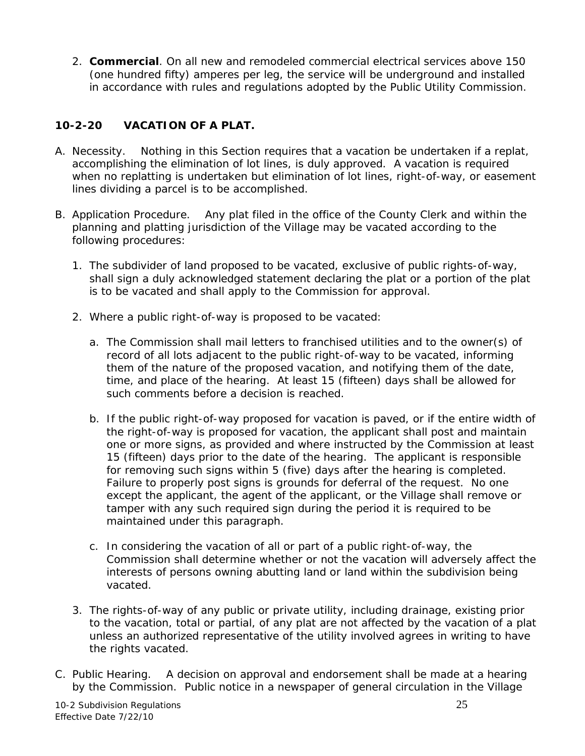2. **Commercial**. On all new and remodeled commercial electrical services above 150 (one hundred fifty) amperes per leg, the service will be underground and installed in accordance with rules and regulations adopted by the Public Utility Commission.

## 10-2-20 VACATION OF A PLAT.

A. Necessity. Nothing in this Section requires that a vacation be undertaken if a replat, accomplishing the elimination of lot lines, is duly approved. A vacation is required when no replatting is undertaken but elimination of lot lines, right-of-way, or easement lines dividing a parcel is to be accomplished.

B. Application Procedure. Any plat filed in the office of the County Clerk and within the planning and platting jurisdiction of the Village may be vacated according to the following procedures:

   1. The subdivider of land proposed to be vacated, exclusive of public rights-of-way, shall sign a duly acknowledged statement declaring the plat or a portion of the plat is to be vacated and shall apply to the Commission for approval.

   2. Where a public right-of-way is proposed to be vacated:

      a. The Commission shall mail letters to franchised utilities and to the owner(s) of record of all lots adjacent to the public right-of-way to be vacated, informing them of the nature of the proposed vacation, and notifying them of the date, time, and place of the hearing. At least 15 (fifteen) days shall be allowed for such comments before a decision is reached.

      b. If the public right-of-way proposed for vacation is paved, or if the entire width of the right-of-way is proposed for vacation, the applicant shall post and maintain one or more signs, as provided and where instructed by the Commission at least 15 (fifteen) days prior to the date of the hearing. The applicant is responsible for removing such signs within 5 (five) days after the hearing is completed. Failure to properly post signs is grounds for deferral of the request. No one except the applicant, the agent of the applicant, or the Village shall remove or tamper with any such required sign during the period it is required to be maintained under this paragraph.

      c. In considering the vacation of all or part of a public right-of-way, the Commission shall determine whether or not the vacation will adversely affect the interests of persons owning abutting land or land within the subdivision being vacated.

   3. The rights-of-way of any public or private utility, including drainage, existing prior to the vacation, total or partial, of any plat are not affected by the vacation of a plat unless an authorized representative of the utility involved agrees in writing to have the rights vacated.

C. Public Hearing. A decision on approval and endorsement shall be made at a hearing by the Commission. Public notice in a newspaper of general circulation in the Village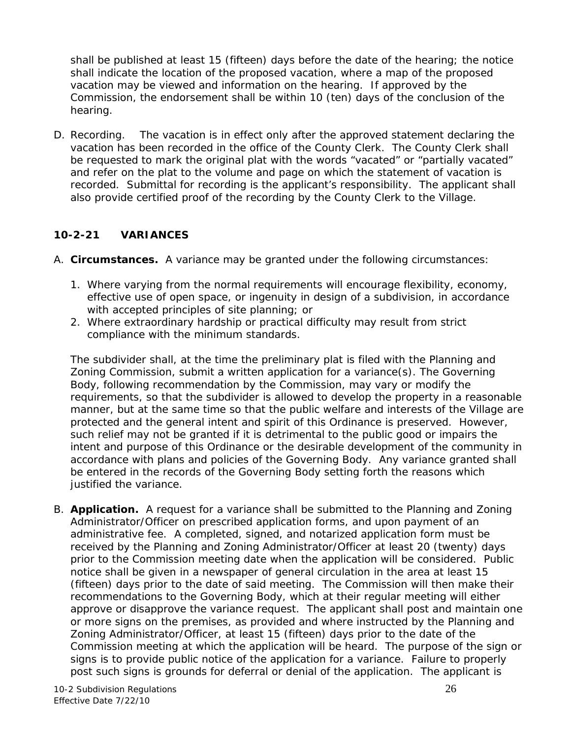shall be published at least 15 (fifteen) days before the date of the hearing; the notice shall indicate the location of the proposed vacation, where a map of the proposed vacation may be viewed and information on the hearing. If approved by the Commission, the endorsement shall be within 10 (ten) days of the conclusion of the hearing.

D. Recording. The vacation is in effect only after the approved statement declaring the vacation has been recorded in the office of the County Clerk. The County Clerk shall be requested to mark the original plat with the words "vacated" or "partially vacated" and refer on the plat to the volume and page on which the statement of vacation is recorded. Submittal for recording is the applicant's responsibility. The applicant shall also provide certified proof of the recording by the County Clerk to the Village.

## 10-2-21 VARIANCES

A. **Circumstances.** A variance may be granted under the following circumstances:

   1. Where varying from the normal requirements will encourage flexibility, economy, effective use of open space, or ingenuity in design of a subdivision, in accordance with accepted principles of site planning; or
   2. Where extraordinary hardship or practical difficulty may result from strict compliance with the minimum standards.

   The subdivider shall, at the time the preliminary plat is filed with the Planning and Zoning Commission, submit a written application for a variance(s). The Governing Body, following recommendation by the Commission, may vary or modify the requirements, so that the subdivider is allowed to develop the property in a reasonable manner, but at the same time so that the public welfare and interests of the Village are protected and the general intent and spirit of this Ordinance is preserved. However, such relief may not be granted if it is detrimental to the public good or impairs the intent and purpose of this Ordinance or the desirable development of the community in accordance with plans and policies of the Governing Body. Any variance granted shall be entered in the records of the Governing Body setting forth the reasons which justified the variance.

B. **Application.** A request for a variance shall be submitted to the Planning and Zoning Administrator/Officer on prescribed application forms, and upon payment of an administrative fee. A completed, signed, and notarized application form must be received by the Planning and Zoning Administrator/Officer at least 20 (twenty) days prior to the Commission meeting date when the application will be considered. Public notice shall be given in a newspaper of general circulation in the area at least 15 (fifteen) days prior to the date of said meeting. The Commission will then make their recommendations to the Governing Body, which at their regular meeting will either approve or disapprove the variance request. The applicant shall post and maintain one or more signs on the premises, as provided and where instructed by the Planning and Zoning Administrator/Officer, at least 15 (fifteen) days prior to the date of the Commission meeting at which the application will be heard. The purpose of the sign or signs is to provide public notice of the application for a variance. Failure to properly post such signs is grounds for deferral or denial of the application. The applicant is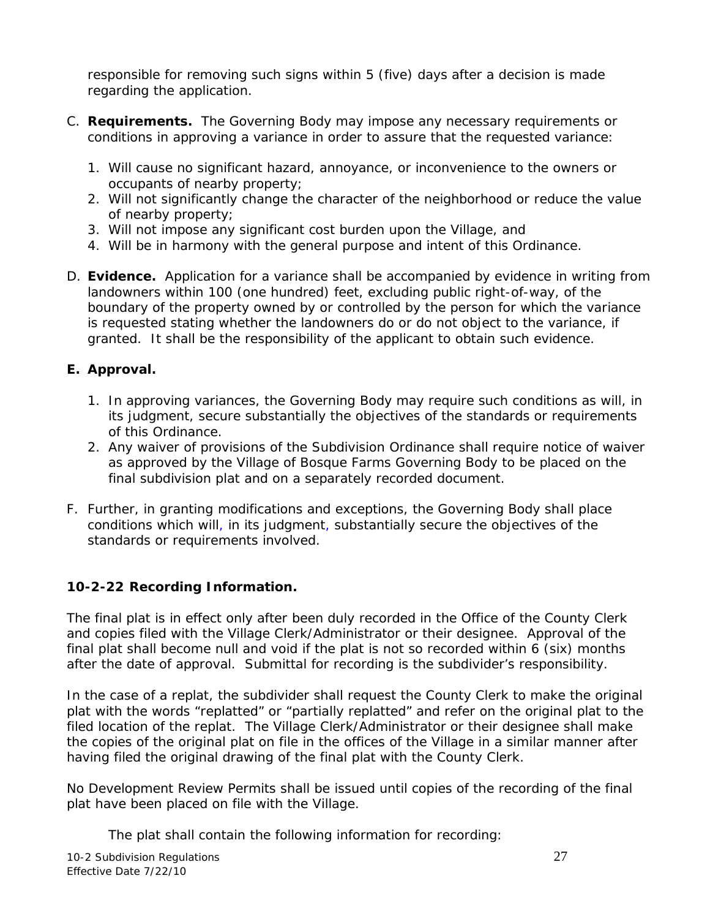responsible for removing such signs within 5 (five) days after a decision is made regarding the application.

C. **Requirements.** The Governing Body may impose any necessary requirements or conditions in approving a variance in order to assure that the requested variance:

   1. Will cause no significant hazard, annoyance, or inconvenience to the owners or occupants of nearby property;
   2. Will not significantly change the character of the neighborhood or reduce the value of nearby property;
   3. Will not impose any significant cost burden upon the Village, and
   4. Will be in harmony with the general purpose and intent of this Ordinance.

D. **Evidence.** Application for a variance shall be accompanied by evidence in writing from landowners within 100 (one hundred) feet, excluding public right-of-way, of the boundary of the property owned by or controlled by the person for which the variance is requested stating whether the landowners do or do not object to the variance, if granted. It shall be the responsibility of the applicant to obtain such evidence.

**E. Approval.**

   1. In approving variances, the Governing Body may require such conditions as will, in its judgment, secure substantially the objectives of the standards or requirements of this Ordinance.
   2. Any waiver of provisions of the Subdivision Ordinance shall require notice of waiver as approved by the Village of Bosque Farms Governing Body to be placed on the final subdivision plat and on a separately recorded document.

F. Further, in granting modifications and exceptions, the Governing Body shall place conditions which will, in its judgment, substantially secure the objectives of the standards or requirements involved.

### 10-2-22 Recording Information.

The final plat is in effect only after been duly recorded in the Office of the County Clerk and copies filed with the Village Clerk/Administrator or their designee. Approval of the final plat shall become null and void if the plat is not so recorded within 6 (six) months after the date of approval. Submittal for recording is the subdivider's responsibility.

In the case of a replat, the subdivider shall request the County Clerk to make the original plat with the words "replatted" or "partially replatted" and refer on the original plat to the filed location of the replat. The Village Clerk/Administrator or their designee shall make the copies of the original plat on file in the offices of the Village in a similar manner after having filed the original drawing of the final plat with the County Clerk.

No Development Review Permits shall be issued until copies of the recording of the final plat have been placed on file with the Village.

The plat shall contain the following information for recording: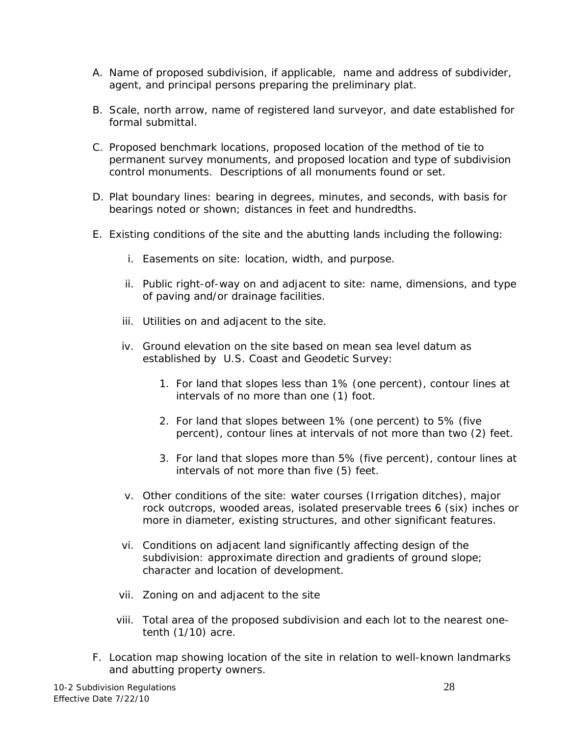A. Name of proposed subdivision, if applicable, name and address of subdivider, agent, and principal persons preparing the preliminary plat.

B. Scale, north arrow, name of registered land surveyor, and date established for formal submittal.

C. Proposed benchmark locations, proposed location of the method of tie to permanent survey monuments, and proposed location and type of subdivision control monuments. Descriptions of all monuments found or set.

D. Plat boundary lines: bearing in degrees, minutes, and seconds, with basis for bearings noted or shown; distances in feet and hundredths.

E. Existing conditions of the site and the abutting lands including the following:

    i. Easements on site: location, width, and purpose.

    ii. Public right-of-way on and adjacent to site: name, dimensions, and type of paving and/or drainage facilities.

    iii. Utilities on and adjacent to the site.

    iv. Ground elevation on the site based on mean sea level datum as established by U.S. Coast and Geodetic Survey:

        1. For land that slopes less than 1% (one percent), contour lines at intervals of no more than one (1) foot.

        2. For land that slopes between 1% (one percent) to 5% (five percent), contour lines at intervals of not more than two (2) feet.

        3. For land that slopes more than 5% (five percent), contour lines at intervals of not more than five (5) feet.

    v. Other conditions of the site: water courses (Irrigation ditches), major rock outcrops, wooded areas, isolated preservable trees 6 (six) inches or more in diameter, existing structures, and other significant features.

    vi. Conditions on adjacent land significantly affecting design of the subdivision: approximate direction and gradients of ground slope; character and location of development.

    vii. Zoning on and adjacent to the site

    viii. Total area of the proposed subdivision and each lot to the nearest one-tenth (1/10) acre.

F. Location map showing location of the site in relation to well-known landmarks and abutting property owners.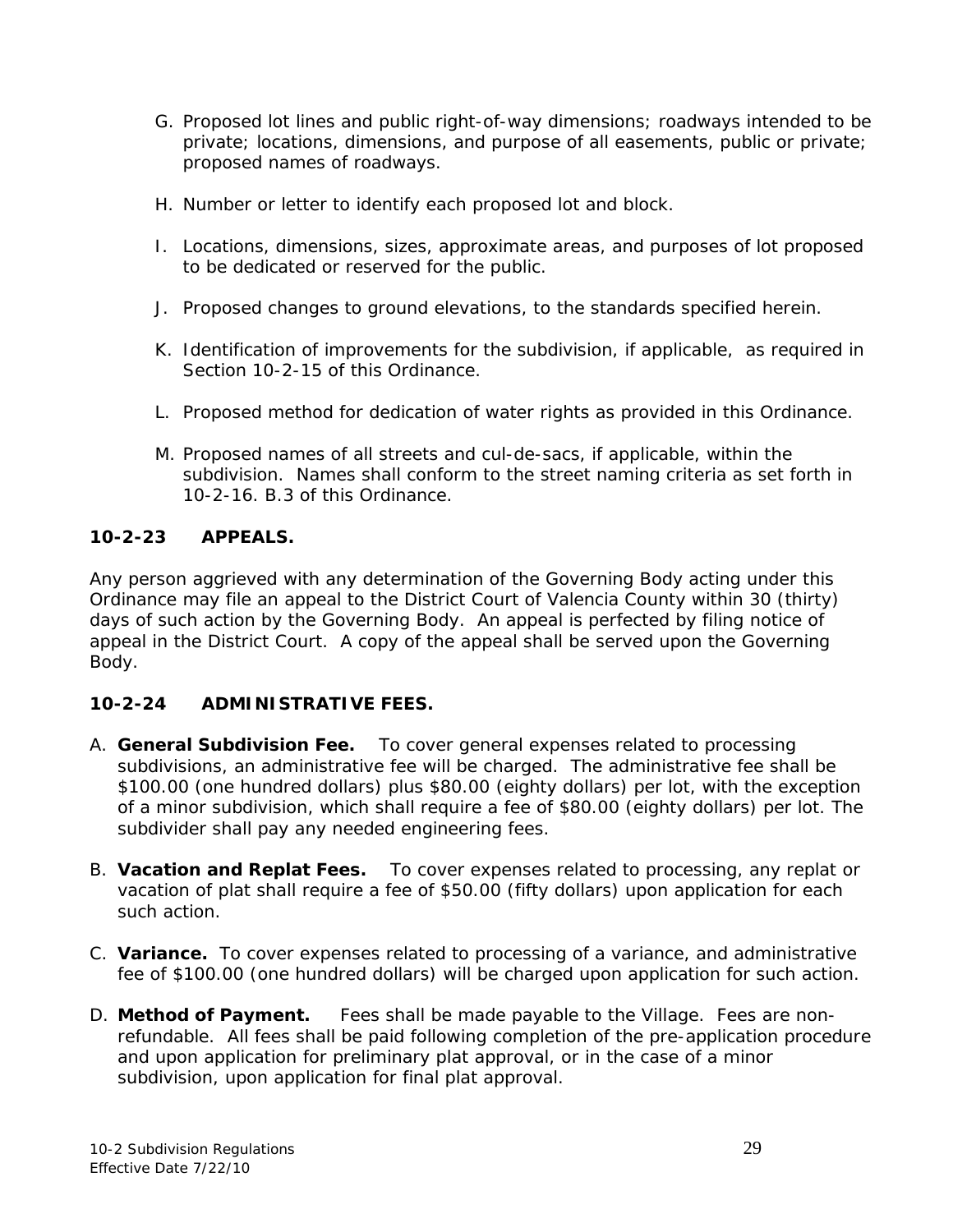G. Proposed lot lines and public right-of-way dimensions; roadways intended to be private; locations, dimensions, and purpose of all easements, public or private; proposed names of roadways.

H. Number or letter to identify each proposed lot and block.

I. Locations, dimensions, sizes, approximate areas, and purposes of lot proposed to be dedicated or reserved for the public.

J. Proposed changes to ground elevations, to the standards specified herein.

K. Identification of improvements for the subdivision, if applicable, as required in Section 10-2-15 of this Ordinance.

L. Proposed method for dedication of water rights as provided in this Ordinance.

M. Proposed names of all streets and cul-de-sacs, if applicable, within the subdivision. Names shall conform to the street naming criteria as set forth in 10-2-16. B.3 of this Ordinance.

## 10-2-23 APPEALS.

Any person aggrieved with any determination of the Governing Body acting under this Ordinance may file an appeal to the District Court of Valencia County within 30 (thirty) days of such action by the Governing Body. An appeal is perfected by filing notice of appeal in the District Court. A copy of the appeal shall be served upon the Governing Body.

## 10-2-24 ADMINISTRATIVE FEES.

A. **General Subdivision Fee.** To cover general expenses related to processing subdivisions, an administrative fee will be charged. The administrative fee shall be $100.00 (one hundred dollars) plus $80.00 (eighty dollars) per lot, with the exception of a minor subdivision, which shall require a fee of $80.00 (eighty dollars) per lot. The subdivider shall pay any needed engineering fees.

B. **Vacation and Replat Fees.** To cover expenses related to processing, any replat or vacation of plat shall require a fee of $50.00 (fifty dollars) upon application for each such action.

C. **Variance.** To cover expenses related to processing of a variance, and administrative fee of $100.00 (one hundred dollars) will be charged upon application for such action.

D. **Method of Payment.** Fees shall be made payable to the Village. Fees are non-refundable. All fees shall be paid following completion of the pre-application procedure and upon application for preliminary plat approval, or in the case of a minor subdivision, upon application for final plat approval.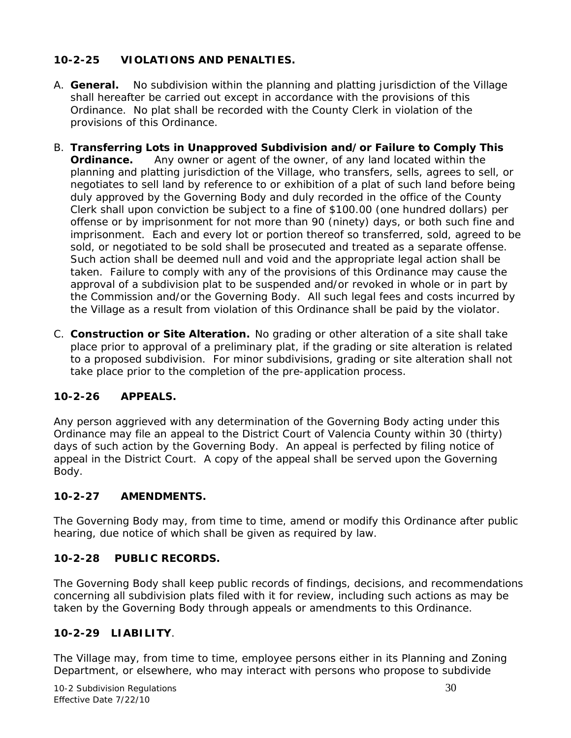### 10-2-25 VIOLATIONS AND PENALTIES.

A. **General.** No subdivision within the planning and platting jurisdiction of the Village shall hereafter be carried out except in accordance with the provisions of this Ordinance. No plat shall be recorded with the County Clerk in violation of the provisions of this Ordinance.

B. **Transferring Lots in Unapproved Subdivision and/or Failure to Comply This Ordinance.** Any owner or agent of the owner, of any land located within the planning and platting jurisdiction of the Village, who transfers, sells, agrees to sell, or negotiates to sell land by reference to or exhibition of a plat of such land before being duly approved by the Governing Body and duly recorded in the office of the County Clerk shall upon conviction be subject to a fine of $100.00 (one hundred dollars) per offense or by imprisonment for not more than 90 (ninety) days, or both such fine and imprisonment. Each and every lot or portion thereof so transferred, sold, agreed to be sold, or negotiated to be sold shall be prosecuted and treated as a separate offense. Such action shall be deemed null and void and the appropriate legal action shall be taken. Failure to comply with any of the provisions of this Ordinance may cause the approval of a subdivision plat to be suspended and/or revoked in whole or in part by the Commission and/or the Governing Body. All such legal fees and costs incurred by the Village as a result from violation of this Ordinance shall be paid by the violator.

C. **Construction or Site Alteration.** No grading or other alteration of a site shall take place prior to approval of a preliminary plat, if the grading or site alteration is related to a proposed subdivision. For minor subdivisions, grading or site alteration shall not take place prior to the completion of the pre-application process.

### 10-2-26 APPEALS.

Any person aggrieved with any determination of the Governing Body acting under this Ordinance may file an appeal to the District Court of Valencia County within 30 (thirty) days of such action by the Governing Body. An appeal is perfected by filing notice of appeal in the District Court. A copy of the appeal shall be served upon the Governing Body.

### 10-2-27 AMENDMENTS.

The Governing Body may, from time to time, amend or modify this Ordinance after public hearing, due notice of which shall be given as required by law.

### 10-2-28 PUBLIC RECORDS.

The Governing Body shall keep public records of findings, decisions, and recommendations concerning all subdivision plats filed with it for review, including such actions as may be taken by the Governing Body through appeals or amendments to this Ordinance.

### 10-2-29 LIABILITY.

The Village may, from time to time, employee persons either in its Planning and Zoning Department, or elsewhere, who may interact with persons who propose to subdivide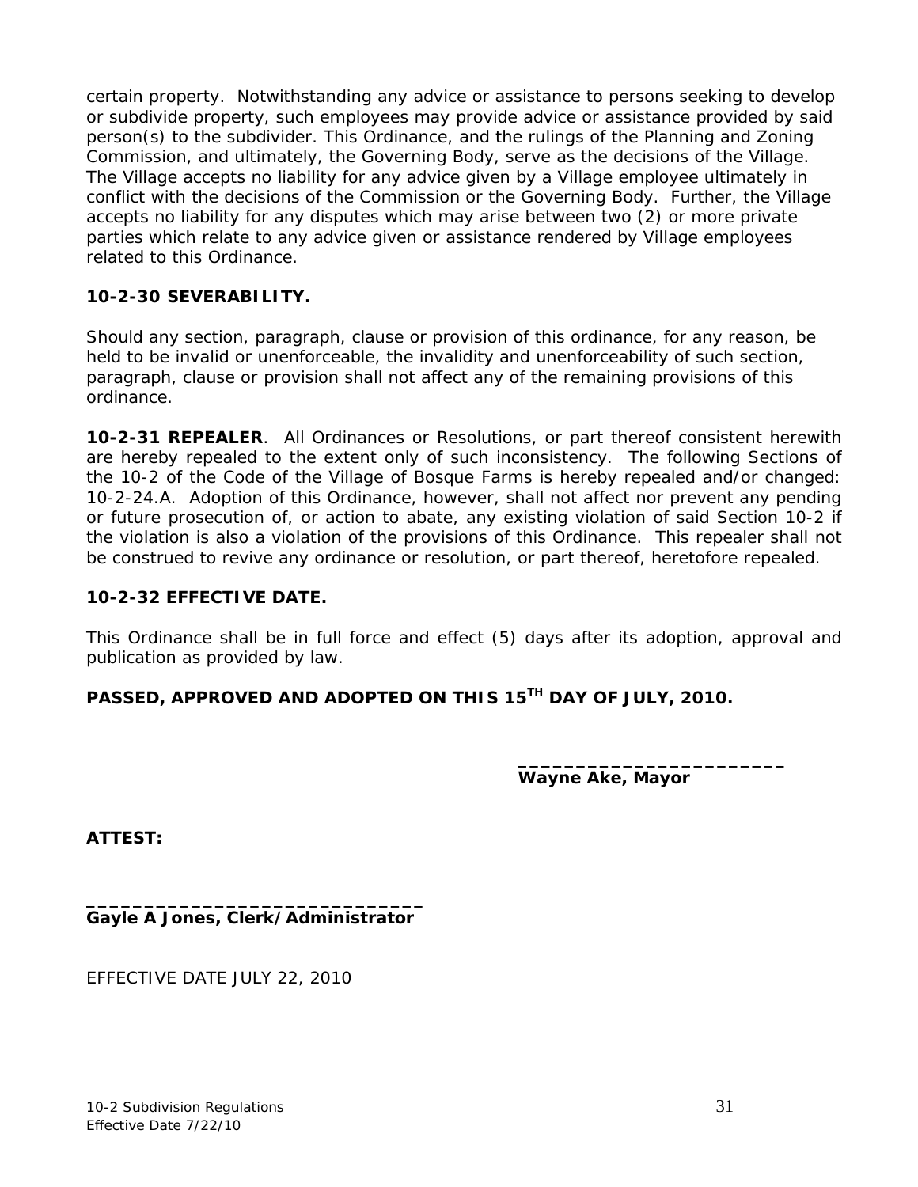certain property. Notwithstanding any advice or assistance to persons seeking to develop or subdivide property, such employees may provide advice or assistance provided by said person(s) to the subdivider. This Ordinance, and the rulings of the Planning and Zoning Commission, and ultimately, the Governing Body, serve as the decisions of the Village. The Village accepts no liability for any advice given by a Village employee ultimately in conflict with the decisions of the Commission or the Governing Body. Further, the Village accepts no liability for any disputes which may arise between two (2) or more private parties which relate to any advice given or assistance rendered by Village employees related to this Ordinance.

**10-2-30 SEVERABILITY.**

Should any section, paragraph, clause or provision of this ordinance, for any reason, be held to be invalid or unenforceable, the invalidity and unenforceability of such section, paragraph, clause or provision shall not affect any of the remaining provisions of this ordinance.

**10-2-31 REPEALER**. All Ordinances or Resolutions, or part thereof consistent herewith are hereby repealed to the extent only of such inconsistency. The following Sections of the 10-2 of the Code of the Village of Bosque Farms is hereby repealed and/or changed: 10-2-24.A. Adoption of this Ordinance, however, shall not affect nor prevent any pending or future prosecution of, or action to abate, any existing violation of said Section 10-2 if the violation is also a violation of the provisions of this Ordinance. This repealer shall not be construed to revive any ordinance or resolution, or part thereof, heretofore repealed.

**10-2-32 EFFECTIVE DATE.**

This Ordinance shall be in full force and effect (5) days after its adoption, approval and publication as provided by law.

**PASSED, APPROVED AND ADOPTED ON THIS 15TH DAY OF JULY, 2010.**

________________________

**Wayne Ake, Mayor**

**ATTEST:**

______________________________

**Gayle A Jones, Clerk/Administrator**

EFFECTIVE DATE JULY 22, 2010